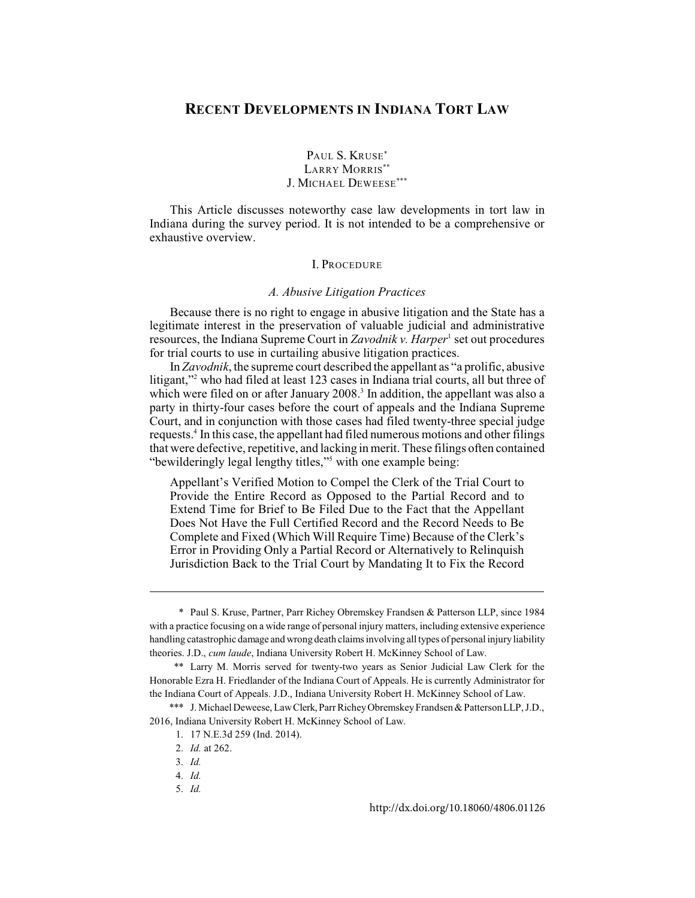# RECENT DEVELOPMENTS IN INDIANA TORT LAW

PAUL S. KRUSE[*]
LARRY MORRIS[**]
J. MICHAEL DEWEESE[***]

This Article discusses noteworthy case law developments in tort law in Indiana during the survey period. It is not intended to be a comprehensive or exhaustive overview.

## I. PROCEDURE

### *A. Abusive Litigation Practices*

Because there is no right to engage in abusive litigation and the State has a legitimate interest in the preservation of valuable judicial and administrative resources, the Indiana Supreme Court in *Zavodnik v. Harper*[1] set out procedures for trial courts to use in curtailing abusive litigation practices.

In *Zavodnik*, the supreme court described the appellant as "a prolific, abusive litigant,"[2] who had filed at least 123 cases in Indiana trial courts, all but three of which were filed on or after January 2008.[3] In addition, the appellant was also a party in thirty-four cases before the court of appeals and the Indiana Supreme Court, and in conjunction with those cases had filed twenty-three special judge requests.[4] In this case, the appellant had filed numerous motions and other filings that were defective, repetitive, and lacking in merit. These filings often contained "bewilderingly legal lengthy titles,"[5] with one example being:

> Appellant's Verified Motion to Compel the Clerk of the Trial Court to Provide the Entire Record as Opposed to the Partial Record and to Extend Time for Brief to Be Filed Due to the Fact that the Appellant Does Not Have the Full Certified Record and the Record Needs to Be Complete and Fixed (Which Will Require Time) Because of the Clerk's Error in Providing Only a Partial Record or Alternatively to Relinquish Jurisdiction Back to the Trial Court by Mandating It to Fix the Record

---

\* Paul S. Kruse, Partner, Parr Richey Obremskey Frandsen & Patterson LLP, since 1984 with a practice focusing on a wide range of personal injury matters, including extensive experience handling catastrophic damage and wrong death claims involving all types of personal injury liability theories. J.D., *cum laude*, Indiana University Robert H. McKinney School of Law.

\*\* Larry M. Morris served for twenty-two years as Senior Judicial Law Clerk for the Honorable Ezra H. Friedlander of the Indiana Court of Appeals. He is currently Administrator for the Indiana Court of Appeals. J.D., Indiana University Robert H. McKinney School of Law.

\*\*\* J. Michael Deweese, Law Clerk, Parr Richey Obremskey Frandsen & Patterson LLP, J.D., 2016, Indiana University Robert H. McKinney School of Law.

1. 17 N.E.3d 259 (Ind. 2014).
2. *Id.* at 262.
3. *Id.*
4. *Id.*
5. *Id.*

http://dx.doi.org/10.18060/4806.01126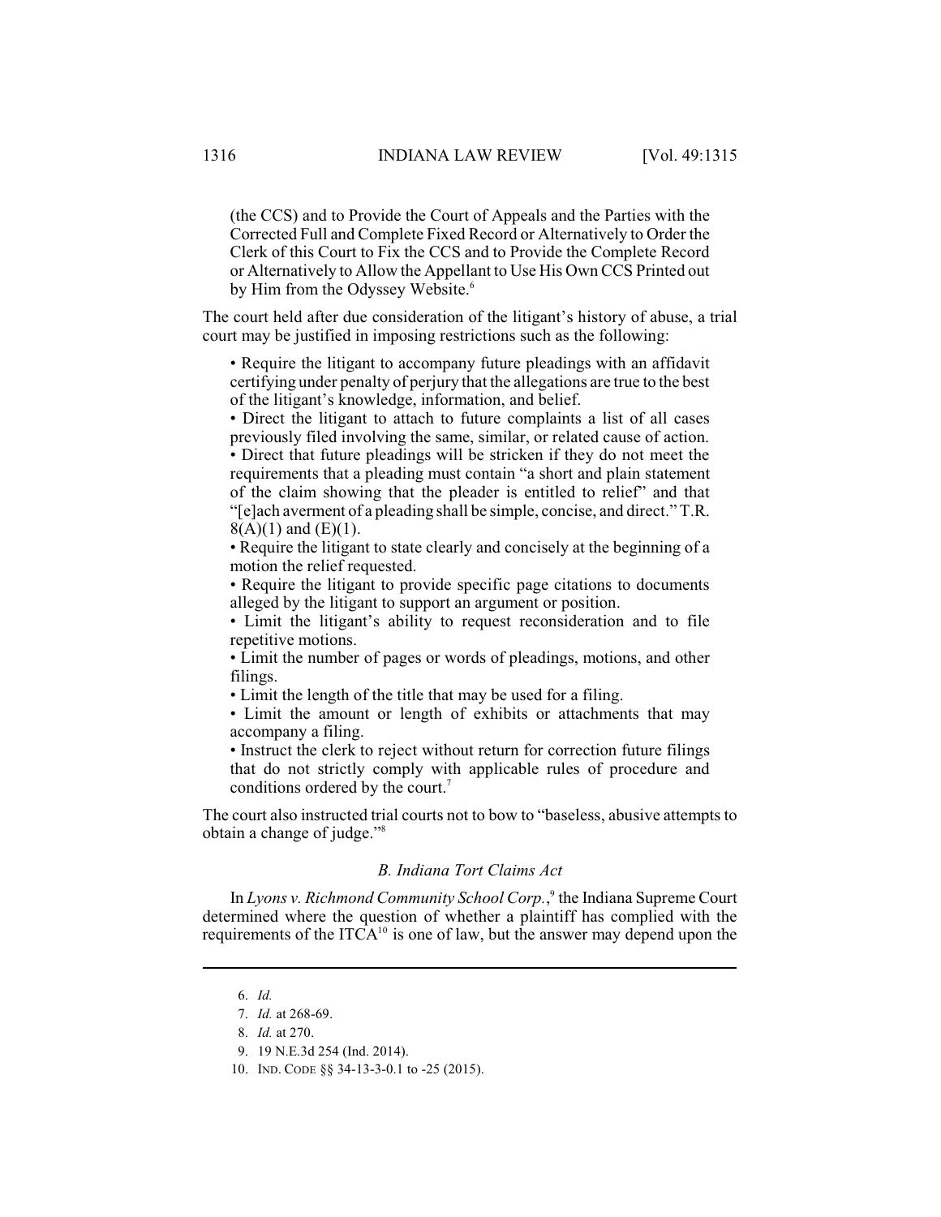> (the CCS) and to Provide the Court of Appeals and the Parties with the Corrected Full and Complete Fixed Record or Alternatively to Order the Clerk of this Court to Fix the CCS and to Provide the Complete Record or Alternatively to Allow the Appellant to Use His Own CCS Printed out by Him from the Odyssey Website.[6]

The court held after due consideration of the litigant's history of abuse, a trial court may be justified in imposing restrictions such as the following:

> • Require the litigant to accompany future pleadings with an affidavit certifying under penalty of perjury that the allegations are true to the best of the litigant's knowledge, information, and belief.
> • Direct the litigant to attach to future complaints a list of all cases previously filed involving the same, similar, or related cause of action.
> • Direct that future pleadings will be stricken if they do not meet the requirements that a pleading must contain "a short and plain statement of the claim showing that the pleader is entitled to relief" and that "[e]ach averment of a pleading shall be simple, concise, and direct." T.R. 8(A)(1) and (E)(1).
> • Require the litigant to state clearly and concisely at the beginning of a motion the relief requested.
> • Require the litigant to provide specific page citations to documents alleged by the litigant to support an argument or position.
> • Limit the litigant's ability to request reconsideration and to file repetitive motions.
> • Limit the number of pages or words of pleadings, motions, and other filings.
> • Limit the length of the title that may be used for a filing.
> • Limit the amount or length of exhibits or attachments that may accompany a filing.
> • Instruct the clerk to reject without return for correction future filings that do not strictly comply with applicable rules of procedure and conditions ordered by the court.[7]

The court also instructed trial courts not to bow to "baseless, abusive attempts to obtain a change of judge."[8]

### *B. Indiana Tort Claims Act*

In *Lyons v. Richmond Community School Corp.*,[9] the Indiana Supreme Court determined where the question of whether a plaintiff has complied with the requirements of the ITCA[10] is one of law, but the answer may depend upon the

---

6. *Id.*
7. *Id.* at 268-69.
8. *Id.* at 270.
9. 19 N.E.3d 254 (Ind. 2014).
10. IND. CODE §§ 34-13-3-0.1 to -25 (2015).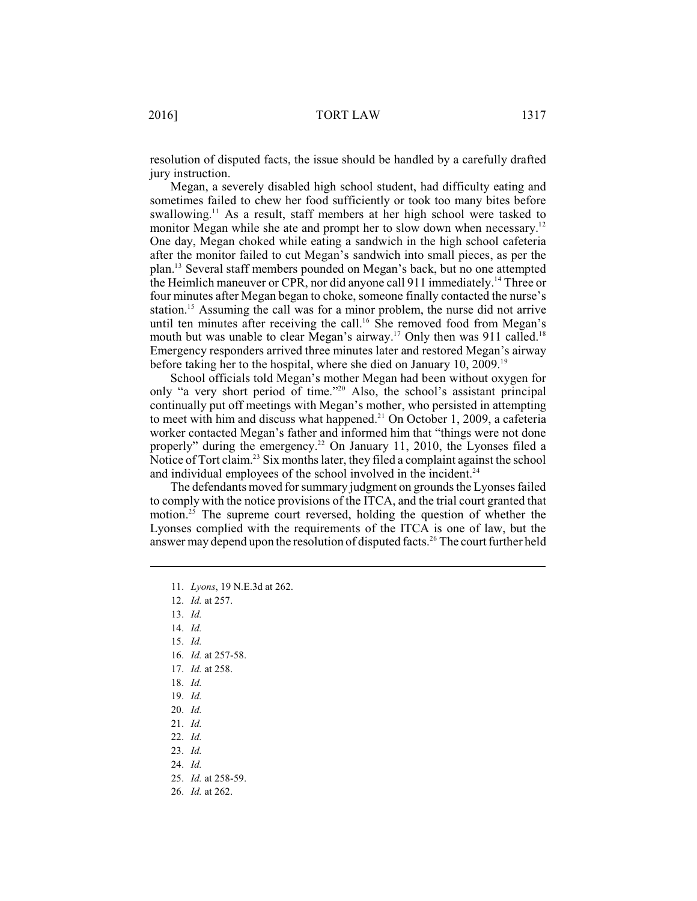resolution of disputed facts, the issue should be handled by a carefully drafted jury instruction.

Megan, a severely disabled high school student, had difficulty eating and sometimes failed to chew her food sufficiently or took too many bites before swallowing.[11] As a result, staff members at her high school were tasked to monitor Megan while she ate and prompt her to slow down when necessary.[12] One day, Megan choked while eating a sandwich in the high school cafeteria after the monitor failed to cut Megan's sandwich into small pieces, as per the plan.[13] Several staff members pounded on Megan's back, but no one attempted the Heimlich maneuver or CPR, nor did anyone call 911 immediately.[14] Three or four minutes after Megan began to choke, someone finally contacted the nurse's station.[15] Assuming the call was for a minor problem, the nurse did not arrive until ten minutes after receiving the call.[16] She removed food from Megan's mouth but was unable to clear Megan's airway.[17] Only then was 911 called.[18] Emergency responders arrived three minutes later and restored Megan's airway before taking her to the hospital, where she died on January 10, 2009.[19]

School officials told Megan's mother Megan had been without oxygen for only "a very short period of time."[20] Also, the school's assistant principal continually put off meetings with Megan's mother, who persisted in attempting to meet with him and discuss what happened.[21] On October 1, 2009, a cafeteria worker contacted Megan's father and informed him that "things were not done properly" during the emergency.[22] On January 11, 2010, the Lyonses filed a Notice of Tort claim.[23] Six months later, they filed a complaint against the school and individual employees of the school involved in the incident.[24]

The defendants moved for summary judgment on grounds the Lyonses failed to comply with the notice provisions of the ITCA, and the trial court granted that motion.[25] The supreme court reversed, holding the question of whether the Lyonses complied with the requirements of the ITCA is one of law, but the answer may depend upon the resolution of disputed facts.[26] The court further held

---

11. *Lyons*, 19 N.E.3d at 262.
12. *Id.* at 257.
13. *Id.*
14. *Id.*
15. *Id.*
16. *Id.* at 257-58.
17. *Id.* at 258.
18. *Id.*
19. *Id.*
20. *Id.*
21. *Id.*
22. *Id.*
23. *Id.*
24. *Id.*
25. *Id.* at 258-59.
26. *Id.* at 262.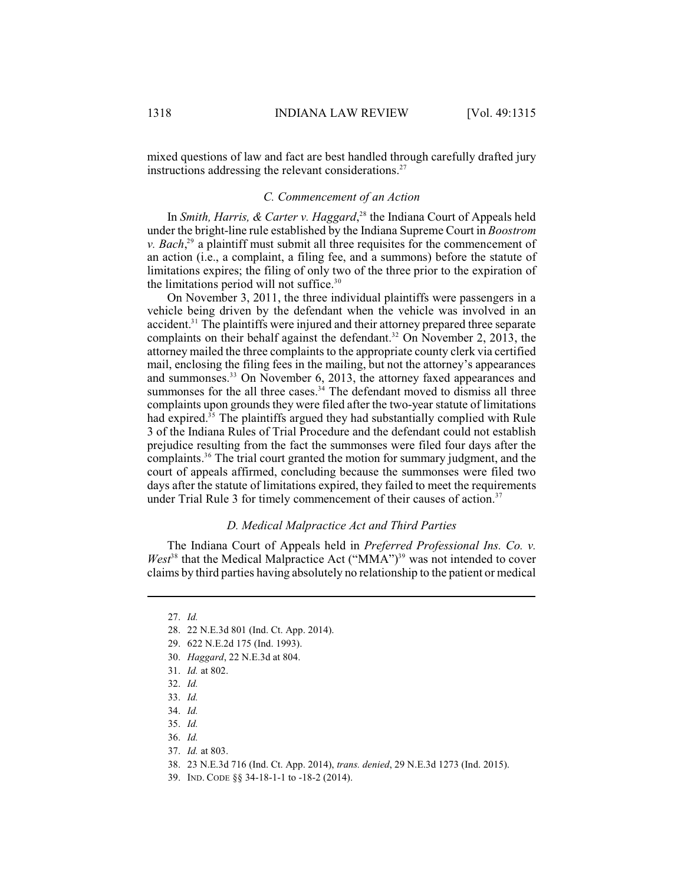mixed questions of law and fact are best handled through carefully drafted jury instructions addressing the relevant considerations.[27]

### *C. Commencement of an Action*

In *Smith, Harris, & Carter v. Haggard*,[28] the Indiana Court of Appeals held under the bright-line rule established by the Indiana Supreme Court in *Boostrom v. Bach*,[29] a plaintiff must submit all three requisites for the commencement of an action (i.e., a complaint, a filing fee, and a summons) before the statute of limitations expires; the filing of only two of the three prior to the expiration of the limitations period will not suffice.[30]

On November 3, 2011, the three individual plaintiffs were passengers in a vehicle being driven by the defendant when the vehicle was involved in an accident.[31] The plaintiffs were injured and their attorney prepared three separate complaints on their behalf against the defendant.[32] On November 2, 2013, the attorney mailed the three complaints to the appropriate county clerk via certified mail, enclosing the filing fees in the mailing, but not the attorney's appearances and summonses.[33] On November 6, 2013, the attorney faxed appearances and summonses for the all three cases.[34] The defendant moved to dismiss all three complaints upon grounds they were filed after the two-year statute of limitations had expired.[35] The plaintiffs argued they had substantially complied with Rule 3 of the Indiana Rules of Trial Procedure and the defendant could not establish prejudice resulting from the fact the summonses were filed four days after the complaints.[36] The trial court granted the motion for summary judgment, and the court of appeals affirmed, concluding because the summonses were filed two days after the statute of limitations expired, they failed to meet the requirements under Trial Rule 3 for timely commencement of their causes of action.[37]

### *D. Medical Malpractice Act and Third Parties*

The Indiana Court of Appeals held in *Preferred Professional Ins. Co. v. West*[38] that the Medical Malpractice Act ("MMA")[39] was not intended to cover claims by third parties having absolutely no relationship to the patient or medical

---

27. *Id.*
28. 22 N.E.3d 801 (Ind. Ct. App. 2014).
29. 622 N.E.2d 175 (Ind. 1993).
30. *Haggard*, 22 N.E.3d at 804.
31. *Id.* at 802.
32. *Id.*
33. *Id.*
34. *Id.*
35. *Id.*
36. *Id.*
37. *Id.* at 803.
38. 23 N.E.3d 716 (Ind. Ct. App. 2014), *trans. denied*, 29 N.E.3d 1273 (Ind. 2015).
39. IND. CODE §§ 34-18-1-1 to -18-2 (2014).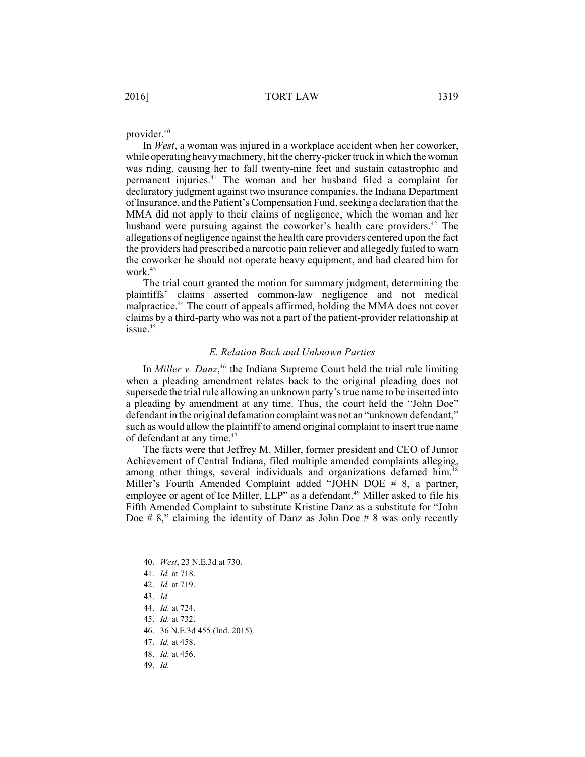provider.[40]

In *West*, a woman was injured in a workplace accident when her coworker, while operating heavy machinery, hit the cherry-picker truck in which the woman was riding, causing her to fall twenty-nine feet and sustain catastrophic and permanent injuries.[41] The woman and her husband filed a complaint for declaratory judgment against two insurance companies, the Indiana Department of Insurance, and the Patient's Compensation Fund, seeking a declaration that the MMA did not apply to their claims of negligence, which the woman and her husband were pursuing against the coworker's health care providers.[42] The allegations of negligence against the health care providers centered upon the fact the providers had prescribed a narcotic pain reliever and allegedly failed to warn the coworker he should not operate heavy equipment, and had cleared him for work.[43]

The trial court granted the motion for summary judgment, determining the plaintiffs' claims asserted common-law negligence and not medical malpractice.[44] The court of appeals affirmed, holding the MMA does not cover claims by a third-party who was not a part of the patient-provider relationship at issue.[45]

### *E. Relation Back and Unknown Parties*

In *Miller v. Danz*,[46] the Indiana Supreme Court held the trial rule limiting when a pleading amendment relates back to the original pleading does not supersede the trial rule allowing an unknown party's true name to be inserted into a pleading by amendment at any time. Thus, the court held the "John Doe" defendant in the original defamation complaint was not an "unknown defendant," such as would allow the plaintiff to amend original complaint to insert true name of defendant at any time.[47]

The facts were that Jeffrey M. Miller, former president and CEO of Junior Achievement of Central Indiana, filed multiple amended complaints alleging, among other things, several individuals and organizations defamed him.[48] Miller's Fourth Amended Complaint added "JOHN DOE # 8, a partner, employee or agent of Ice Miller, LLP" as a defendant.[49] Miller asked to file his Fifth Amended Complaint to substitute Kristine Danz as a substitute for "John Doe # 8," claiming the identity of Danz as John Doe # 8 was only recently

---

40. *West*, 23 N.E.3d at 730.
41. *Id.* at 718.
42. *Id.* at 719.
43. *Id.*
44. *Id.* at 724.
45. *Id.* at 732.
46. 36 N.E.3d 455 (Ind. 2015).
47. *Id.* at 458.
48. *Id.* at 456.
49. *Id.*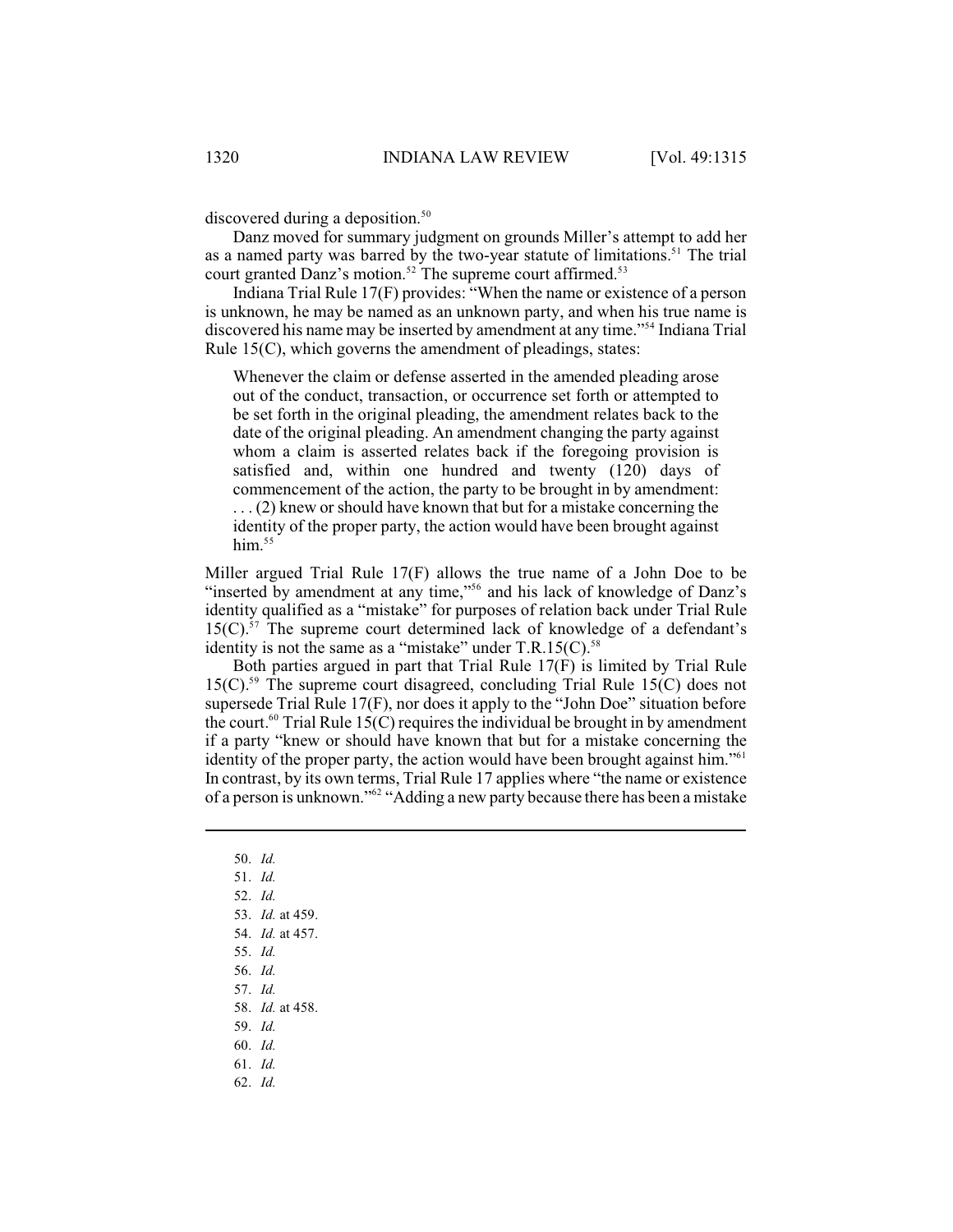discovered during a deposition.[50]

Danz moved for summary judgment on grounds Miller's attempt to add her as a named party was barred by the two-year statute of limitations.[51] The trial court granted Danz's motion.[52] The supreme court affirmed.[53]

Indiana Trial Rule 17(F) provides: "When the name or existence of a person is unknown, he may be named as an unknown party, and when his true name is discovered his name may be inserted by amendment at any time."[54] Indiana Trial Rule 15(C), which governs the amendment of pleadings, states:

> Whenever the claim or defense asserted in the amended pleading arose out of the conduct, transaction, or occurrence set forth or attempted to be set forth in the original pleading, the amendment relates back to the date of the original pleading. An amendment changing the party against whom a claim is asserted relates back if the foregoing provision is satisfied and, within one hundred and twenty (120) days of commencement of the action, the party to be brought in by amendment: . . . (2) knew or should have known that but for a mistake concerning the identity of the proper party, the action would have been brought against him.[55]

Miller argued Trial Rule 17(F) allows the true name of a John Doe to be "inserted by amendment at any time,"[56] and his lack of knowledge of Danz's identity qualified as a "mistake" for purposes of relation back under Trial Rule 15(C).[57] The supreme court determined lack of knowledge of a defendant's identity is not the same as a "mistake" under T.R.15(C).[58]

Both parties argued in part that Trial Rule 17(F) is limited by Trial Rule 15(C).[59] The supreme court disagreed, concluding Trial Rule 15(C) does not supersede Trial Rule 17(F), nor does it apply to the "John Doe" situation before the court.[60] Trial Rule 15(C) requires the individual be brought in by amendment if a party "knew or should have known that but for a mistake concerning the identity of the proper party, the action would have been brought against him."[61] In contrast, by its own terms, Trial Rule 17 applies where "the name or existence of a person is unknown."[62] "Adding a new party because there has been a mistake

---

50. *Id.*
51. *Id.*
52. *Id.*
53. *Id.* at 459.
54. *Id.* at 457.
55. *Id.*
56. *Id.*
57. *Id.*
58. *Id.* at 458.
59. *Id.*
60. *Id.*
61. *Id.*
62. *Id.*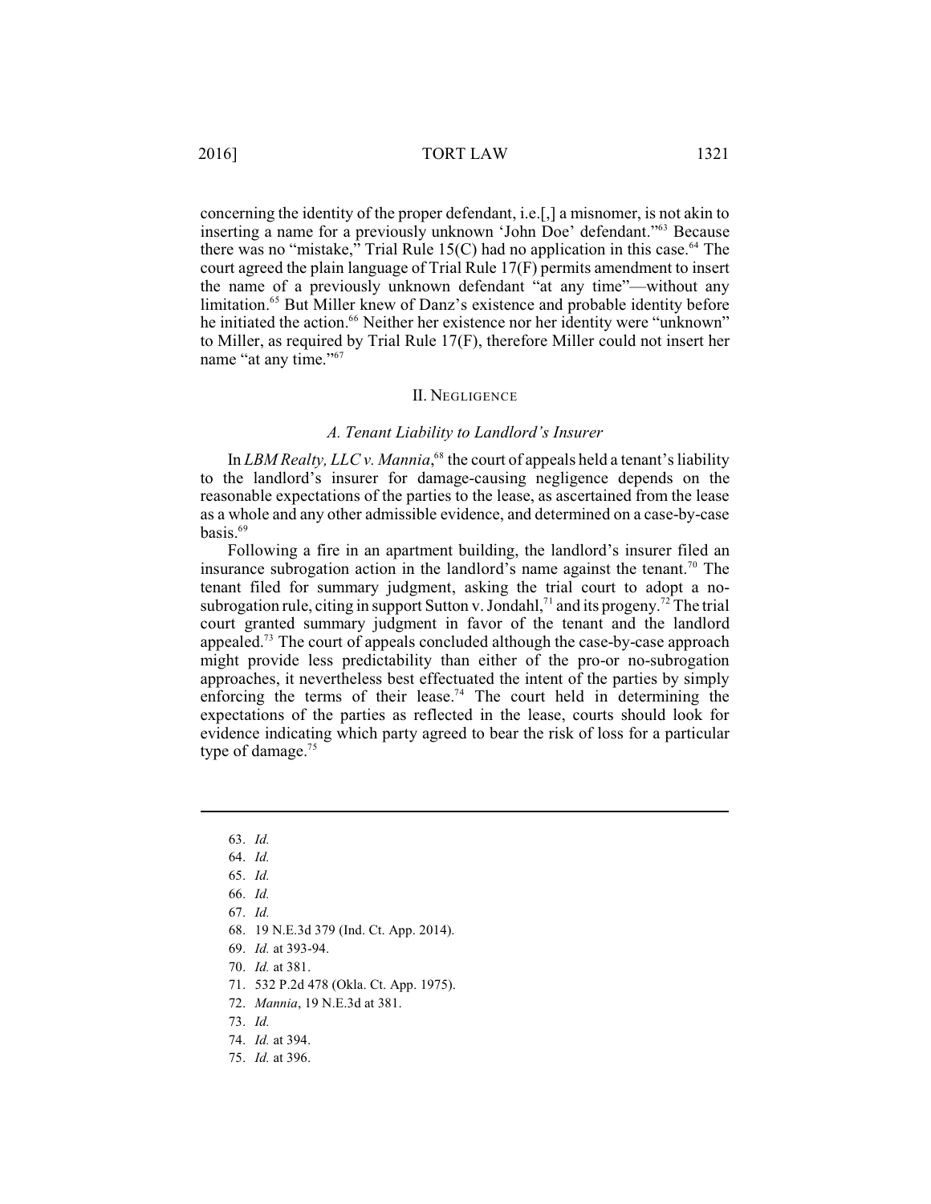concerning the identity of the proper defendant, i.e.[,] a misnomer, is not akin to inserting a name for a previously unknown 'John Doe' defendant."[63] Because there was no "mistake," Trial Rule 15(C) had no application in this case.[64] The court agreed the plain language of Trial Rule 17(F) permits amendment to insert the name of a previously unknown defendant "at any time"—without any limitation.[65] But Miller knew of Danz's existence and probable identity before he initiated the action.[66] Neither her existence nor her identity were "unknown" to Miller, as required by Trial Rule 17(F), therefore Miller could not insert her name "at any time."[67]

## II. NEGLIGENCE

### *A. Tenant Liability to Landlord's Insurer*

In *LBM Realty, LLC v. Mannia*,[68] the court of appeals held a tenant's liability to the landlord's insurer for damage-causing negligence depends on the reasonable expectations of the parties to the lease, as ascertained from the lease as a whole and any other admissible evidence, and determined on a case-by-case basis.[69]

Following a fire in an apartment building, the landlord's insurer filed an insurance subrogation action in the landlord's name against the tenant.[70] The tenant filed for summary judgment, asking the trial court to adopt a no-subrogation rule, citing in support Sutton v. Jondahl,[71] and its progeny.[72] The trial court granted summary judgment in favor of the tenant and the landlord appealed.[73] The court of appeals concluded although the case-by-case approach might provide less predictability than either of the pro-or no-subrogation approaches, it nevertheless best effectuated the intent of the parties by simply enforcing the terms of their lease.[74] The court held in determining the expectations of the parties as reflected in the lease, courts should look for evidence indicating which party agreed to bear the risk of loss for a particular type of damage.[75]

---

63. *Id.*
64. *Id.*
65. *Id.*
66. *Id.*
67. *Id.*
68. 19 N.E.3d 379 (Ind. Ct. App. 2014).
69. *Id.* at 393-94.
70. *Id.* at 381.
71. 532 P.2d 478 (Okla. Ct. App. 1975).
72. *Mannia*, 19 N.E.3d at 381.
73. *Id.*
74. *Id.* at 394.
75. *Id.* at 396.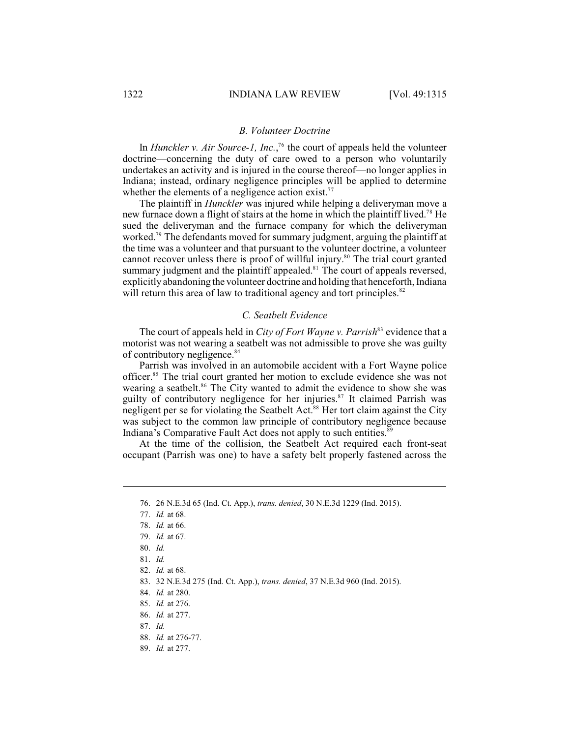### B. Volunteer Doctrine

In *Hunckler v. Air Source-1, Inc.*,[76] the court of appeals held the volunteer doctrine—concerning the duty of care owed to a person who voluntarily undertakes an activity and is injured in the course thereof—no longer applies in Indiana; instead, ordinary negligence principles will be applied to determine whether the elements of a negligence action exist.[77]

The plaintiff in *Hunckler* was injured while helping a deliveryman move a new furnace down a flight of stairs at the home in which the plaintiff lived.[78] He sued the deliveryman and the furnace company for which the deliveryman worked.[79] The defendants moved for summary judgment, arguing the plaintiff at the time was a volunteer and that pursuant to the volunteer doctrine, a volunteer cannot recover unless there is proof of willful injury.[80] The trial court granted summary judgment and the plaintiff appealed.[81] The court of appeals reversed, explicitly abandoning the volunteer doctrine and holding that henceforth, Indiana will return this area of law to traditional agency and tort principles.[82]

### C. Seatbelt Evidence

The court of appeals held in *City of Fort Wayne v. Parrish*[83] evidence that a motorist was not wearing a seatbelt was not admissible to prove she was guilty of contributory negligence.[84]

Parrish was involved in an automobile accident with a Fort Wayne police officer.[85] The trial court granted her motion to exclude evidence she was not wearing a seatbelt.[86] The City wanted to admit the evidence to show she was guilty of contributory negligence for her injuries.[87] It claimed Parrish was negligent per se for violating the Seatbelt Act.[88] Her tort claim against the City was subject to the common law principle of contributory negligence because Indiana's Comparative Fault Act does not apply to such entities.[89]

At the time of the collision, the Seatbelt Act required each front-seat occupant (Parrish was one) to have a safety belt properly fastened across the

---

76. 26 N.E.3d 65 (Ind. Ct. App.), *trans. denied*, 30 N.E.3d 1229 (Ind. 2015).
77. *Id.* at 68.
78. *Id.* at 66.
79. *Id.* at 67.
80. *Id.*
81. *Id.*
82. *Id.* at 68.
83. 32 N.E.3d 275 (Ind. Ct. App.), *trans. denied*, 37 N.E.3d 960 (Ind. 2015).
84. *Id.* at 280.
85. *Id.* at 276.
86. *Id.* at 277.
87. *Id.*
88. *Id.* at 276-77.
89. *Id.* at 277.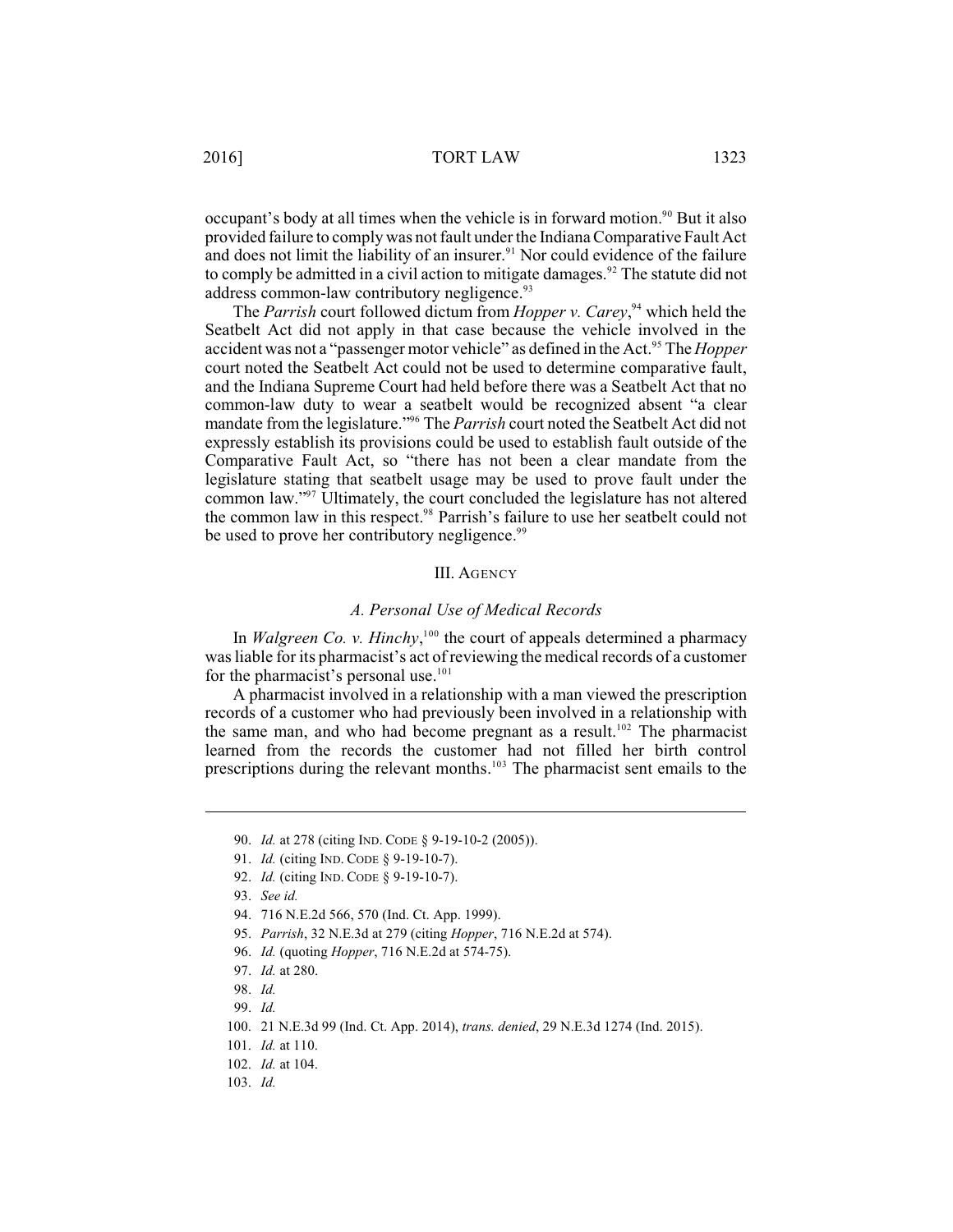occupant's body at all times when the vehicle is in forward motion.[90] But it also provided failure to comply was not fault under the Indiana Comparative Fault Act and does not limit the liability of an insurer.[91] Nor could evidence of the failure to comply be admitted in a civil action to mitigate damages.[92] The statute did not address common-law contributory negligence.[93]

The *Parrish* court followed dictum from *Hopper v. Carey*,[94] which held the Seatbelt Act did not apply in that case because the vehicle involved in the accident was not a "passenger motor vehicle" as defined in the Act.[95] The *Hopper* court noted the Seatbelt Act could not be used to determine comparative fault, and the Indiana Supreme Court had held before there was a Seatbelt Act that no common-law duty to wear a seatbelt would be recognized absent "a clear mandate from the legislature."[96] The *Parrish* court noted the Seatbelt Act did not expressly establish its provisions could be used to establish fault outside of the Comparative Fault Act, so "there has not been a clear mandate from the legislature stating that seatbelt usage may be used to prove fault under the common law."[97] Ultimately, the court concluded the legislature has not altered the common law in this respect.[98] Parrish's failure to use her seatbelt could not be used to prove her contributory negligence.[99]

## III. Agency

### A. Personal Use of Medical Records

In *Walgreen Co. v. Hinchy*,[100] the court of appeals determined a pharmacy was liable for its pharmacist's act of reviewing the medical records of a customer for the pharmacist's personal use.[101]

A pharmacist involved in a relationship with a man viewed the prescription records of a customer who had previously been involved in a relationship with the same man, and who had become pregnant as a result.[102] The pharmacist learned from the records the customer had not filled her birth control prescriptions during the relevant months.[103] The pharmacist sent emails to the

---

90. *Id.* at 278 (citing IND. CODE § 9-19-10-2 (2005)).

91. *Id.* (citing IND. CODE § 9-19-10-7).

92. *Id.* (citing IND. CODE § 9-19-10-7).

93. *See id.*

94. 716 N.E.2d 566, 570 (Ind. Ct. App. 1999).

95. *Parrish*, 32 N.E.3d at 279 (citing *Hopper*, 716 N.E.2d at 574).

96. *Id.* (quoting *Hopper*, 716 N.E.2d at 574-75).

97. *Id.* at 280.

98. *Id.*

99. *Id.*

100. 21 N.E.3d 99 (Ind. Ct. App. 2014), *trans. denied*, 29 N.E.3d 1274 (Ind. 2015).

101. *Id.* at 110.

102. *Id.* at 104.

103. *Id.*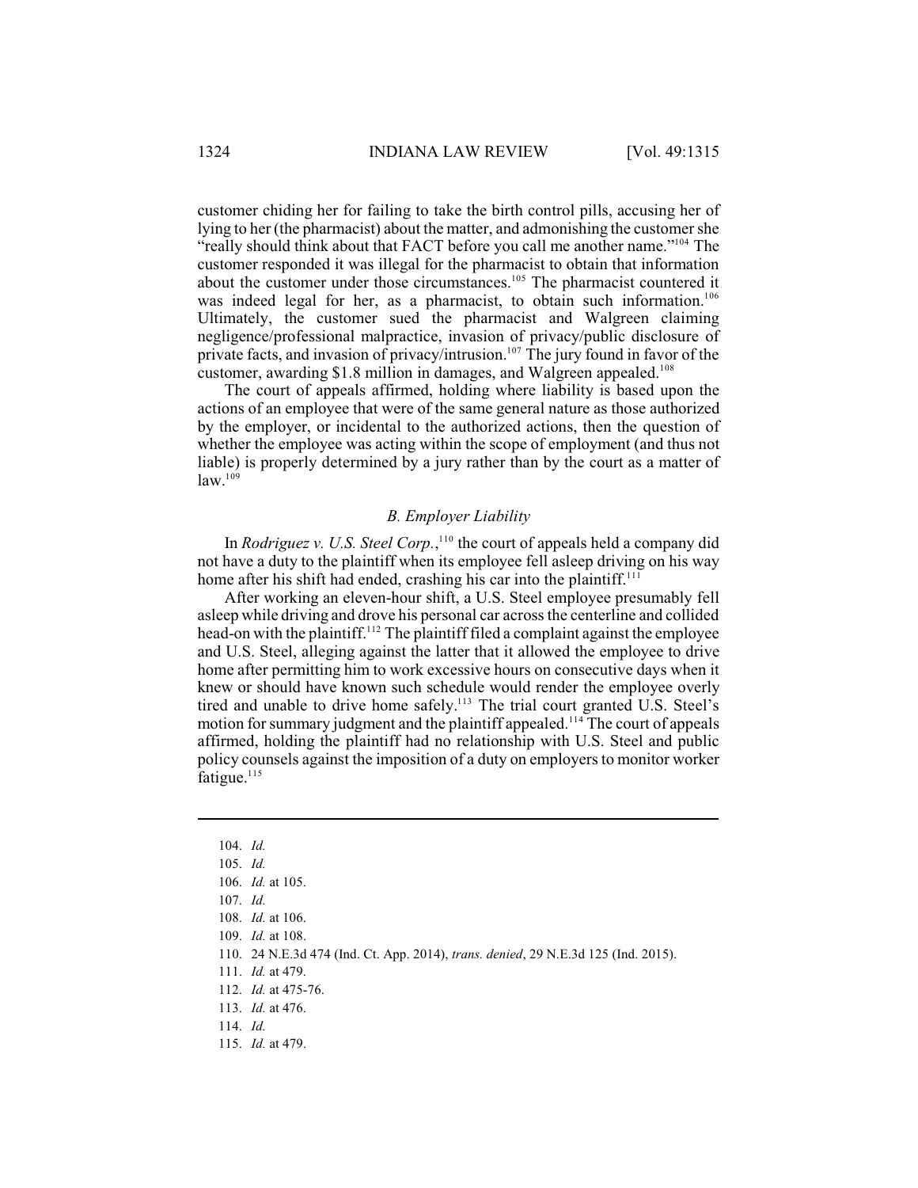customer chiding her for failing to take the birth control pills, accusing her of lying to her (the pharmacist) about the matter, and admonishing the customer she "really should think about that FACT before you call me another name."[104] The customer responded it was illegal for the pharmacist to obtain that information about the customer under those circumstances.[105] The pharmacist countered it was indeed legal for her, as a pharmacist, to obtain such information.[106] Ultimately, the customer sued the pharmacist and Walgreen claiming negligence/professional malpractice, invasion of privacy/public disclosure of private facts, and invasion of privacy/intrusion.[107] The jury found in favor of the customer, awarding $1.8 million in damages, and Walgreen appealed.[108]

The court of appeals affirmed, holding where liability is based upon the actions of an employee that were of the same general nature as those authorized by the employer, or incidental to the authorized actions, then the question of whether the employee was acting within the scope of employment (and thus not liable) is properly determined by a jury rather than by the court as a matter of law.[109]

### *B. Employer Liability*

In *Rodriguez v. U.S. Steel Corp.*,[110] the court of appeals held a company did not have a duty to the plaintiff when its employee fell asleep driving on his way home after his shift had ended, crashing his car into the plaintiff.[111]

After working an eleven-hour shift, a U.S. Steel employee presumably fell asleep while driving and drove his personal car across the centerline and collided head-on with the plaintiff.[112] The plaintiff filed a complaint against the employee and U.S. Steel, alleging against the latter that it allowed the employee to drive home after permitting him to work excessive hours on consecutive days when it knew or should have known such schedule would render the employee overly tired and unable to drive home safely.[113] The trial court granted U.S. Steel's motion for summary judgment and the plaintiff appealed.[114] The court of appeals affirmed, holding the plaintiff had no relationship with U.S. Steel and public policy counsels against the imposition of a duty on employers to monitor worker fatigue.[115]

---

104. *Id.*
105. *Id.*
106. *Id.* at 105.
107. *Id.*
108. *Id.* at 106.
109. *Id.* at 108.
110. 24 N.E.3d 474 (Ind. Ct. App. 2014), *trans. denied*, 29 N.E.3d 125 (Ind. 2015).
111. *Id.* at 479.
112. *Id.* at 475-76.
113. *Id.* at 476.
114. *Id.*
115. *Id.* at 479.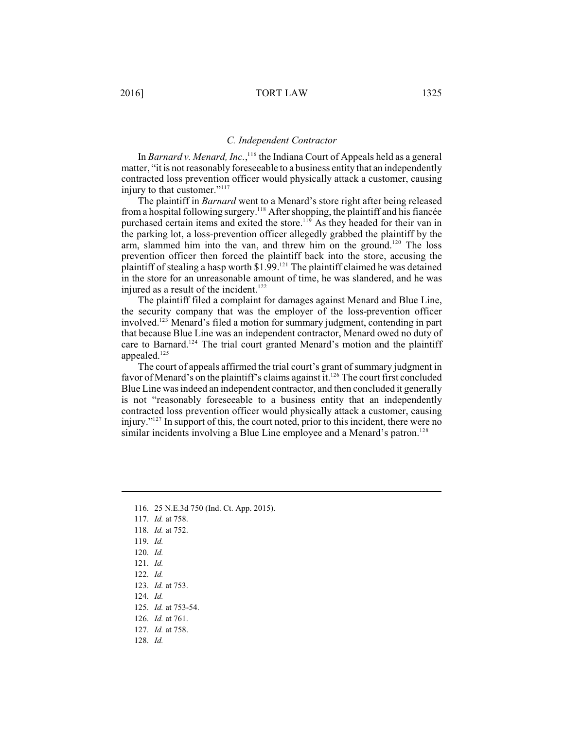### *C. Independent Contractor*

In *Barnard v. Menard, Inc.*,[116] the Indiana Court of Appeals held as a general matter, "it is not reasonably foreseeable to a business entity that an independently contracted loss prevention officer would physically attack a customer, causing injury to that customer."[117]

The plaintiff in *Barnard* went to a Menard's store right after being released from a hospital following surgery.[118] After shopping, the plaintiff and his fiancée purchased certain items and exited the store.[119] As they headed for their van in the parking lot, a loss-prevention officer allegedly grabbed the plaintiff by the arm, slammed him into the van, and threw him on the ground.[120] The loss prevention officer then forced the plaintiff back into the store, accusing the plaintiff of stealing a hasp worth $1.99.[121] The plaintiff claimed he was detained in the store for an unreasonable amount of time, he was slandered, and he was injured as a result of the incident.[122]

The plaintiff filed a complaint for damages against Menard and Blue Line, the security company that was the employer of the loss-prevention officer involved.[123] Menard's filed a motion for summary judgment, contending in part that because Blue Line was an independent contractor, Menard owed no duty of care to Barnard.[124] The trial court granted Menard's motion and the plaintiff appealed.[125]

The court of appeals affirmed the trial court's grant of summary judgment in favor of Menard's on the plaintiff's claims against it.[126] The court first concluded Blue Line was indeed an independent contractor, and then concluded it generally is not "reasonably foreseeable to a business entity that an independently contracted loss prevention officer would physically attack a customer, causing injury."[127] In support of this, the court noted, prior to this incident, there were no similar incidents involving a Blue Line employee and a Menard's patron.[128]

---

116. 25 N.E.3d 750 (Ind. Ct. App. 2015).

117. *Id.* at 758.

118. *Id.* at 752.

119. *Id.*

120. *Id.*

121. *Id.*

122. *Id.*

123. *Id.* at 753.

124. *Id.*

125. *Id.* at 753-54.

126. *Id.* at 761.

127. *Id.* at 758.

128. *Id.*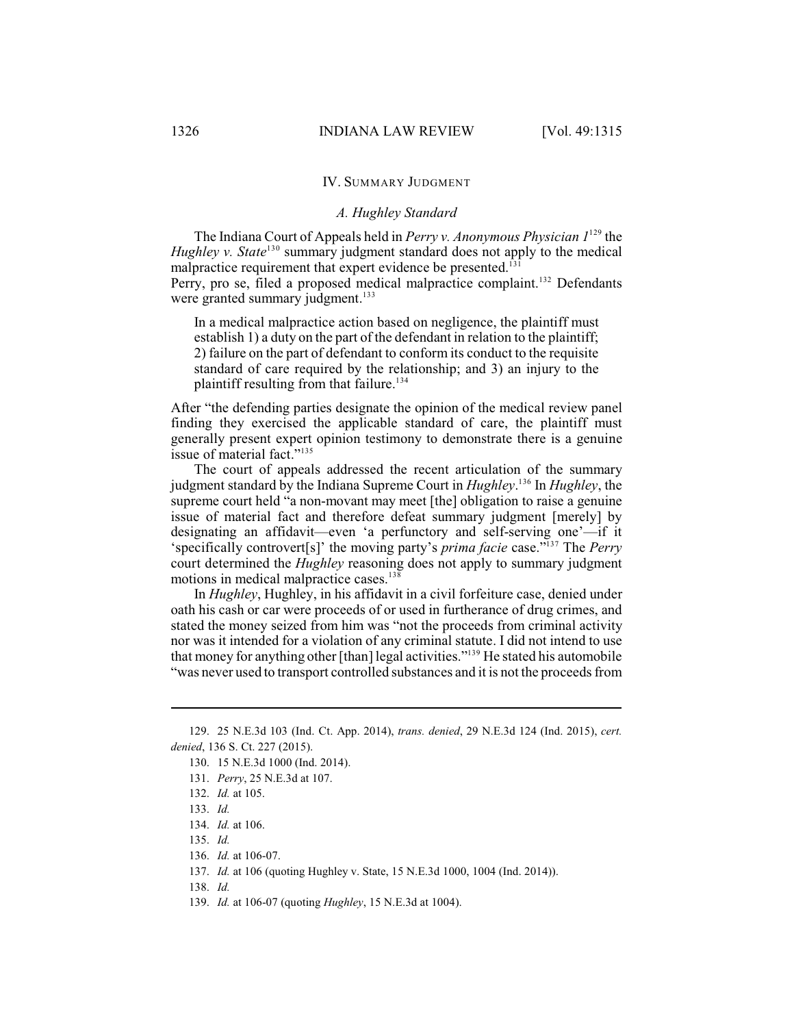## IV. Summary Judgment

### *A. Hughley Standard*

The Indiana Court of Appeals held in *Perry v. Anonymous Physician 1*[129] the *Hughley v. State*[130] summary judgment standard does not apply to the medical malpractice requirement that expert evidence be presented.[131]
Perry, pro se, filed a proposed medical malpractice complaint.[132] Defendants were granted summary judgment.[133]

> In a medical malpractice action based on negligence, the plaintiff must establish 1) a duty on the part of the defendant in relation to the plaintiff; 2) failure on the part of defendant to conform its conduct to the requisite standard of care required by the relationship; and 3) an injury to the plaintiff resulting from that failure.[134]

After "the defending parties designate the opinion of the medical review panel finding they exercised the applicable standard of care, the plaintiff must generally present expert opinion testimony to demonstrate there is a genuine issue of material fact."[135]

The court of appeals addressed the recent articulation of the summary judgment standard by the Indiana Supreme Court in *Hughley*.[136] In *Hughley*, the supreme court held "a non-movant may meet [the] obligation to raise a genuine issue of material fact and therefore defeat summary judgment [merely] by designating an affidavit—even 'a perfunctory and self-serving one'—if it 'specifically controvert[s]' the moving party's *prima facie* case."[137] The *Perry* court determined the *Hughley* reasoning does not apply to summary judgment motions in medical malpractice cases.[138]

In *Hughley*, Hughley, in his affidavit in a civil forfeiture case, denied under oath his cash or car were proceeds of or used in furtherance of drug crimes, and stated the money seized from him was "not the proceeds from criminal activity nor was it intended for a violation of any criminal statute. I did not intend to use that money for anything other [than] legal activities."[139] He stated his automobile "was never used to transport controlled substances and it is not the proceeds from

---

129. 25 N.E.3d 103 (Ind. Ct. App. 2014), *trans. denied*, 29 N.E.3d 124 (Ind. 2015), *cert. denied*, 136 S. Ct. 227 (2015).

130. 15 N.E.3d 1000 (Ind. 2014).

131. *Perry*, 25 N.E.3d at 107.

132. *Id.* at 105.

133. *Id.*

134. *Id.* at 106.

135. *Id.*

136. *Id.* at 106-07.

137. *Id.* at 106 (quoting Hughley v. State, 15 N.E.3d 1000, 1004 (Ind. 2014)).

138. *Id.*

139. *Id.* at 106-07 (quoting *Hughley*, 15 N.E.3d at 1004).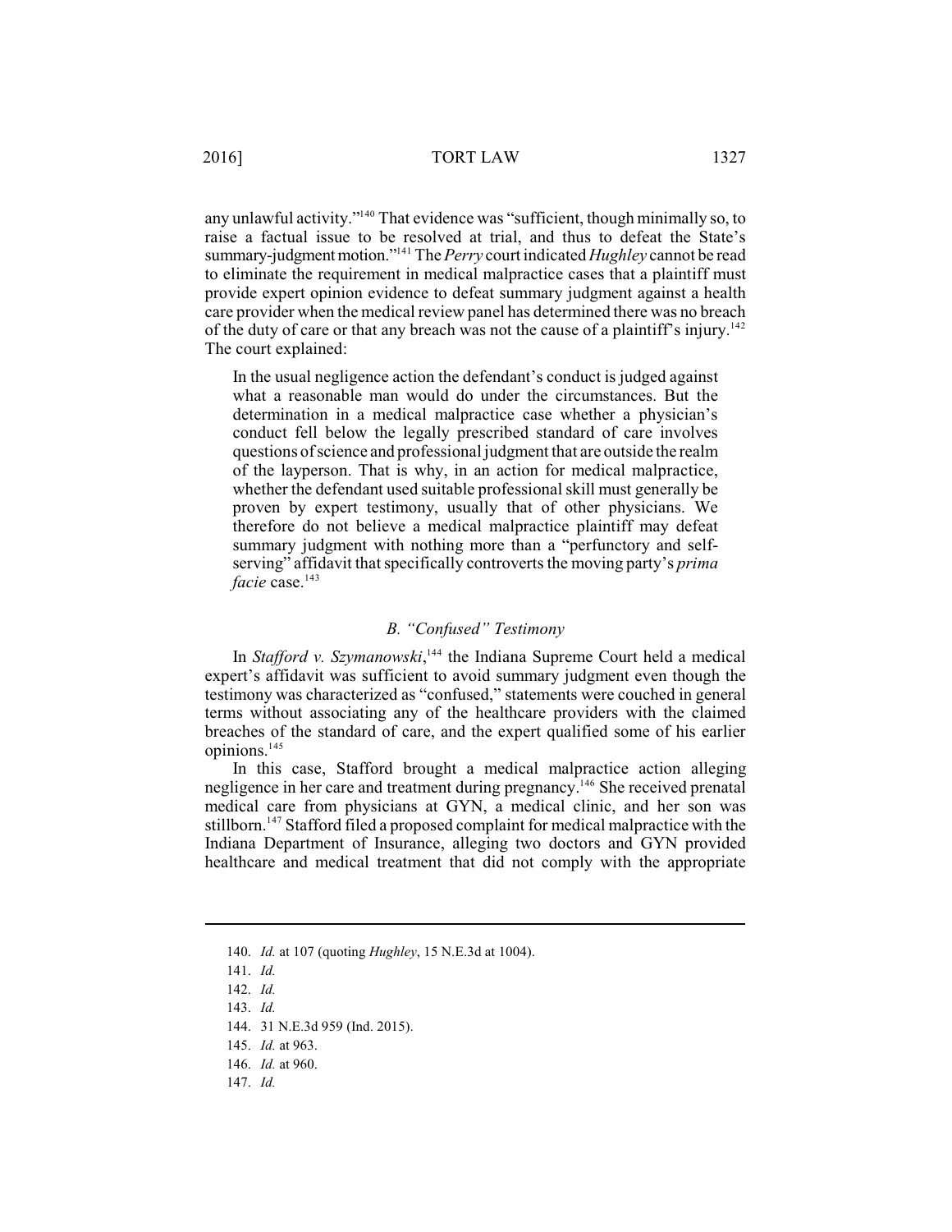any unlawful activity."[140] That evidence was "sufficient, though minimally so, to raise a factual issue to be resolved at trial, and thus to defeat the State's summary-judgment motion."[141] The *Perry* court indicated *Hughley* cannot be read to eliminate the requirement in medical malpractice cases that a plaintiff must provide expert opinion evidence to defeat summary judgment against a health care provider when the medical review panel has determined there was no breach of the duty of care or that any breach was not the cause of a plaintiff's injury.[142] The court explained:

> In the usual negligence action the defendant's conduct is judged against what a reasonable man would do under the circumstances. But the determination in a medical malpractice case whether a physician's conduct fell below the legally prescribed standard of care involves questions of science and professional judgment that are outside the realm of the layperson. That is why, in an action for medical malpractice, whether the defendant used suitable professional skill must generally be proven by expert testimony, usually that of other physicians. We therefore do not believe a medical malpractice plaintiff may defeat summary judgment with nothing more than a "perfunctory and self-serving" affidavit that specifically controverts the moving party's *prima facie* case.[143]

### *B. "Confused" Testimony*

In *Stafford v. Szymanowski*,[144] the Indiana Supreme Court held a medical expert's affidavit was sufficient to avoid summary judgment even though the testimony was characterized as "confused," statements were couched in general terms without associating any of the healthcare providers with the claimed breaches of the standard of care, and the expert qualified some of his earlier opinions.[145]

In this case, Stafford brought a medical malpractice action alleging negligence in her care and treatment during pregnancy.[146] She received prenatal medical care from physicians at GYN, a medical clinic, and her son was stillborn.[147] Stafford filed a proposed complaint for medical malpractice with the Indiana Department of Insurance, alleging two doctors and GYN provided healthcare and medical treatment that did not comply with the appropriate

---

140. *Id.* at 107 (quoting *Hughley*, 15 N.E.3d at 1004).

141. *Id.*

142. *Id.*

143. *Id.*

144. 31 N.E.3d 959 (Ind. 2015).

145. *Id.* at 963.

146. *Id.* at 960.

147. *Id.*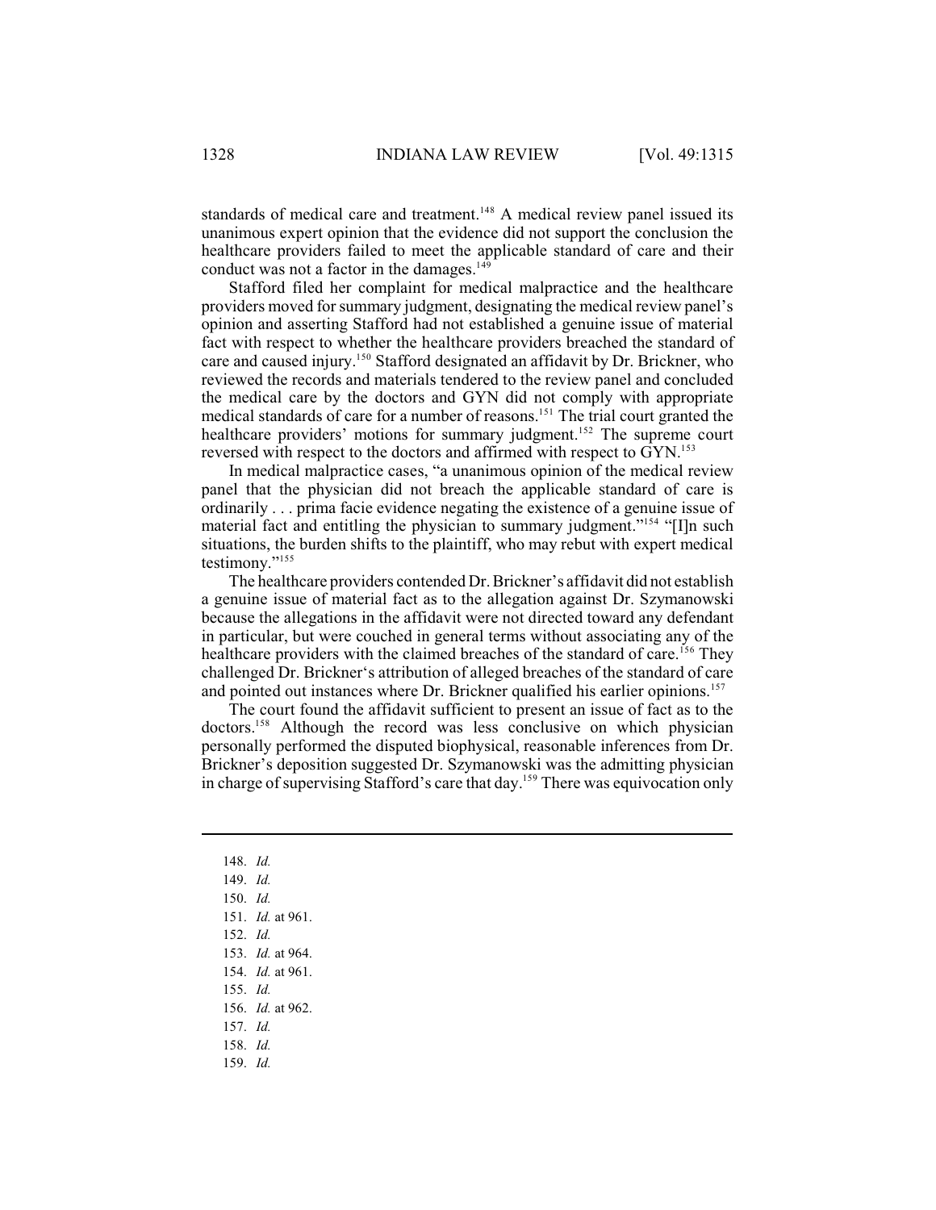standards of medical care and treatment.[148] A medical review panel issued its unanimous expert opinion that the evidence did not support the conclusion the healthcare providers failed to meet the applicable standard of care and their conduct was not a factor in the damages.[149]

Stafford filed her complaint for medical malpractice and the healthcare providers moved for summary judgment, designating the medical review panel's opinion and asserting Stafford had not established a genuine issue of material fact with respect to whether the healthcare providers breached the standard of care and caused injury.[150] Stafford designated an affidavit by Dr. Brickner, who reviewed the records and materials tendered to the review panel and concluded the medical care by the doctors and GYN did not comply with appropriate medical standards of care for a number of reasons.[151] The trial court granted the healthcare providers' motions for summary judgment.[152] The supreme court reversed with respect to the doctors and affirmed with respect to GYN.[153]

In medical malpractice cases, "a unanimous opinion of the medical review panel that the physician did not breach the applicable standard of care is ordinarily . . . prima facie evidence negating the existence of a genuine issue of material fact and entitling the physician to summary judgment."[154] "[I]n such situations, the burden shifts to the plaintiff, who may rebut with expert medical testimony."[155]

The healthcare providers contended Dr. Brickner's affidavit did not establish a genuine issue of material fact as to the allegation against Dr. Szymanowski because the allegations in the affidavit were not directed toward any defendant in particular, but were couched in general terms without associating any of the healthcare providers with the claimed breaches of the standard of care.[156] They challenged Dr. Brickner's attribution of alleged breaches of the standard of care and pointed out instances where Dr. Brickner qualified his earlier opinions.[157]

The court found the affidavit sufficient to present an issue of fact as to the doctors.[158] Although the record was less conclusive on which physician personally performed the disputed biophysical, reasonable inferences from Dr. Brickner's deposition suggested Dr. Szymanowski was the admitting physician in charge of supervising Stafford's care that day.[159] There was equivocation only

148. *Id.*
149. *Id.*
150. *Id.*
151. *Id.* at 961.
152. *Id.*
153. *Id.* at 964.
154. *Id.* at 961.
155. *Id.*
156. *Id.* at 962.
157. *Id.*
158. *Id.*
159. *Id.*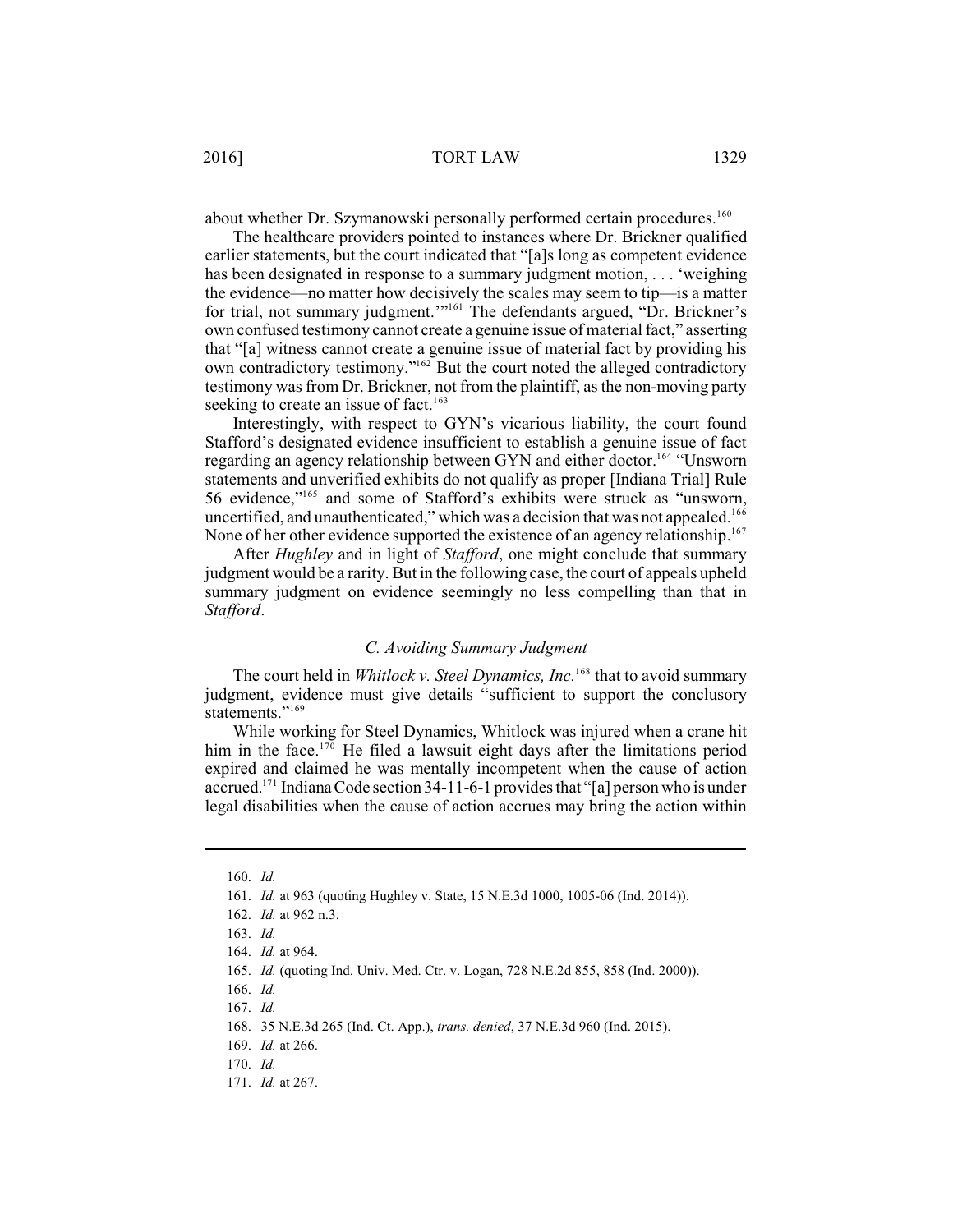about whether Dr. Szymanowski personally performed certain procedures.[160]

The healthcare providers pointed to instances where Dr. Brickner qualified earlier statements, but the court indicated that "[a]s long as competent evidence has been designated in response to a summary judgment motion, . . . 'weighing the evidence—no matter how decisively the scales may seem to tip—is a matter for trial, not summary judgment.'"[161] The defendants argued, "Dr. Brickner's own confused testimony cannot create a genuine issue of material fact," asserting that "[a] witness cannot create a genuine issue of material fact by providing his own contradictory testimony."[162] But the court noted the alleged contradictory testimony was from Dr. Brickner, not from the plaintiff, as the non-moving party seeking to create an issue of fact.[163]

Interestingly, with respect to GYN's vicarious liability, the court found Stafford's designated evidence insufficient to establish a genuine issue of fact regarding an agency relationship between GYN and either doctor.[164] "Unsworn statements and unverified exhibits do not qualify as proper [Indiana Trial] Rule 56 evidence,"[165] and some of Stafford's exhibits were struck as "unsworn, uncertified, and unauthenticated," which was a decision that was not appealed.[166] None of her other evidence supported the existence of an agency relationship.[167]

After *Hughley* and in light of *Stafford*, one might conclude that summary judgment would be a rarity. But in the following case, the court of appeals upheld summary judgment on evidence seemingly no less compelling than that in *Stafford*.

### *C. Avoiding Summary Judgment*

The court held in *Whitlock v. Steel Dynamics, Inc.*[168] that to avoid summary judgment, evidence must give details "sufficient to support the conclusory statements."[169]

While working for Steel Dynamics, Whitlock was injured when a crane hit him in the face.[170] He filed a lawsuit eight days after the limitations period expired and claimed he was mentally incompetent when the cause of action accrued.[171] Indiana Code section 34-11-6-1 provides that "[a] person who is under legal disabilities when the cause of action accrues may bring the action within

---

160. *Id.*

161. *Id.* at 963 (quoting Hughley v. State, 15 N.E.3d 1000, 1005-06 (Ind. 2014)).

162. *Id.* at 962 n.3.

163. *Id.*

164. *Id.* at 964.

165. *Id.* (quoting Ind. Univ. Med. Ctr. v. Logan, 728 N.E.2d 855, 858 (Ind. 2000)).

166. *Id.*

167. *Id.*

168. 35 N.E.3d 265 (Ind. Ct. App.), *trans. denied*, 37 N.E.3d 960 (Ind. 2015).

169. *Id.* at 266.

170. *Id.*

171. *Id.* at 267.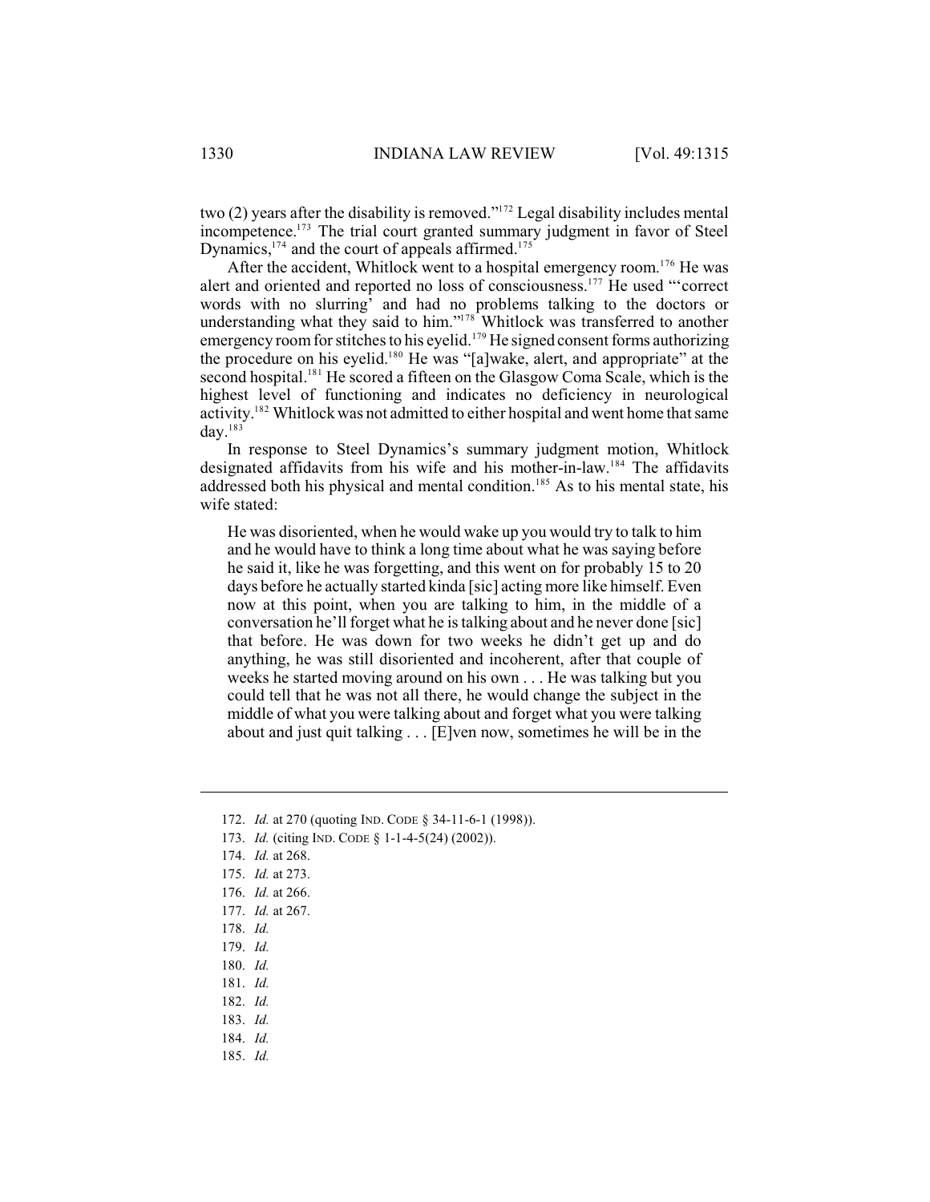two (2) years after the disability is removed."[172] Legal disability includes mental incompetence.[173] The trial court granted summary judgment in favor of Steel Dynamics,[174] and the court of appeals affirmed.[175]

After the accident, Whitlock went to a hospital emergency room.[176] He was alert and oriented and reported no loss of consciousness.[177] He used "'correct words with no slurring' and had no problems talking to the doctors or understanding what they said to him."[178] Whitlock was transferred to another emergency room for stitches to his eyelid.[179] He signed consent forms authorizing the procedure on his eyelid.[180] He was "[a]wake, alert, and appropriate" at the second hospital.[181] He scored a fifteen on the Glasgow Coma Scale, which is the highest level of functioning and indicates no deficiency in neurological activity.[182] Whitlock was not admitted to either hospital and went home that same day.[183]

In response to Steel Dynamics's summary judgment motion, Whitlock designated affidavits from his wife and his mother-in-law.[184] The affidavits addressed both his physical and mental condition.[185] As to his mental state, his wife stated:

> He was disoriented, when he would wake up you would try to talk to him and he would have to think a long time about what he was saying before he said it, like he was forgetting, and this went on for probably 15 to 20 days before he actually started kinda [sic] acting more like himself. Even now at this point, when you are talking to him, in the middle of a conversation he'll forget what he is talking about and he never done [sic] that before. He was down for two weeks he didn't get up and do anything, he was still disoriented and incoherent, after that couple of weeks he started moving around on his own . . . He was talking but you could tell that he was not all there, he would change the subject in the middle of what you were talking about and forget what you were talking about and just quit talking . . . [E]ven now, sometimes he will be in the

---

172. *Id.* at 270 (quoting IND. CODE § 34-11-6-1 (1998)).
173. *Id.* (citing IND. CODE § 1-1-4-5(24) (2002)).
174. *Id.* at 268.
175. *Id.* at 273.
176. *Id.* at 266.
177. *Id.* at 267.
178. *Id.*
179. *Id.*
180. *Id.*
181. *Id.*
182. *Id.*
183. *Id.*
184. *Id.*
185. *Id.*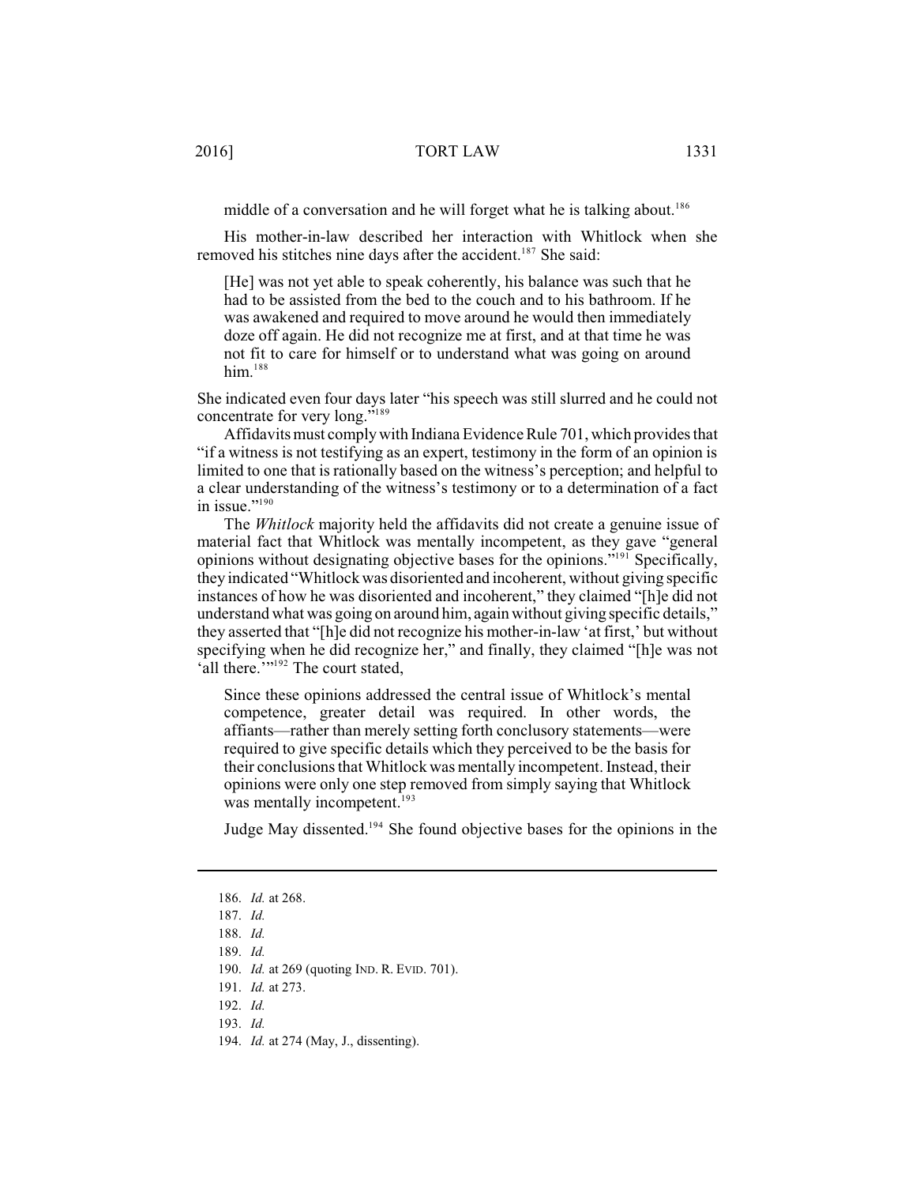middle of a conversation and he will forget what he is talking about.[186]

His mother-in-law described her interaction with Whitlock when she removed his stitches nine days after the accident.[187] She said:

> [He] was not yet able to speak coherently, his balance was such that he had to be assisted from the bed to the couch and to his bathroom. If he was awakened and required to move around he would then immediately doze off again. He did not recognize me at first, and at that time he was not fit to care for himself or to understand what was going on around him.[188]

She indicated even four days later "his speech was still slurred and he could not concentrate for very long."[189]

Affidavits must comply with Indiana Evidence Rule 701, which provides that "if a witness is not testifying as an expert, testimony in the form of an opinion is limited to one that is rationally based on the witness's perception; and helpful to a clear understanding of the witness's testimony or to a determination of a fact in issue."[190]

The *Whitlock* majority held the affidavits did not create a genuine issue of material fact that Whitlock was mentally incompetent, as they gave "general opinions without designating objective bases for the opinions."[191] Specifically, they indicated "Whitlock was disoriented and incoherent, without giving specific instances of how he was disoriented and incoherent," they claimed "[h]e did not understand what was going on around him, again without giving specific details," they asserted that "[h]e did not recognize his mother-in-law 'at first,' but without specifying when he did recognize her," and finally, they claimed "[h]e was not 'all there.'"[192] The court stated,

> Since these opinions addressed the central issue of Whitlock's mental competence, greater detail was required. In other words, the affiants—rather than merely setting forth conclusory statements—were required to give specific details which they perceived to be the basis for their conclusions that Whitlock was mentally incompetent. Instead, their opinions were only one step removed from simply saying that Whitlock was mentally incompetent.[193]

Judge May dissented.[194] She found objective bases for the opinions in the

---

186. *Id.* at 268.
187. *Id.*
188. *Id.*
189. *Id.*
190. *Id.* at 269 (quoting IND. R. EVID. 701).
191. *Id.* at 273.
192. *Id.*
193. *Id.*
194. *Id.* at 274 (May, J., dissenting).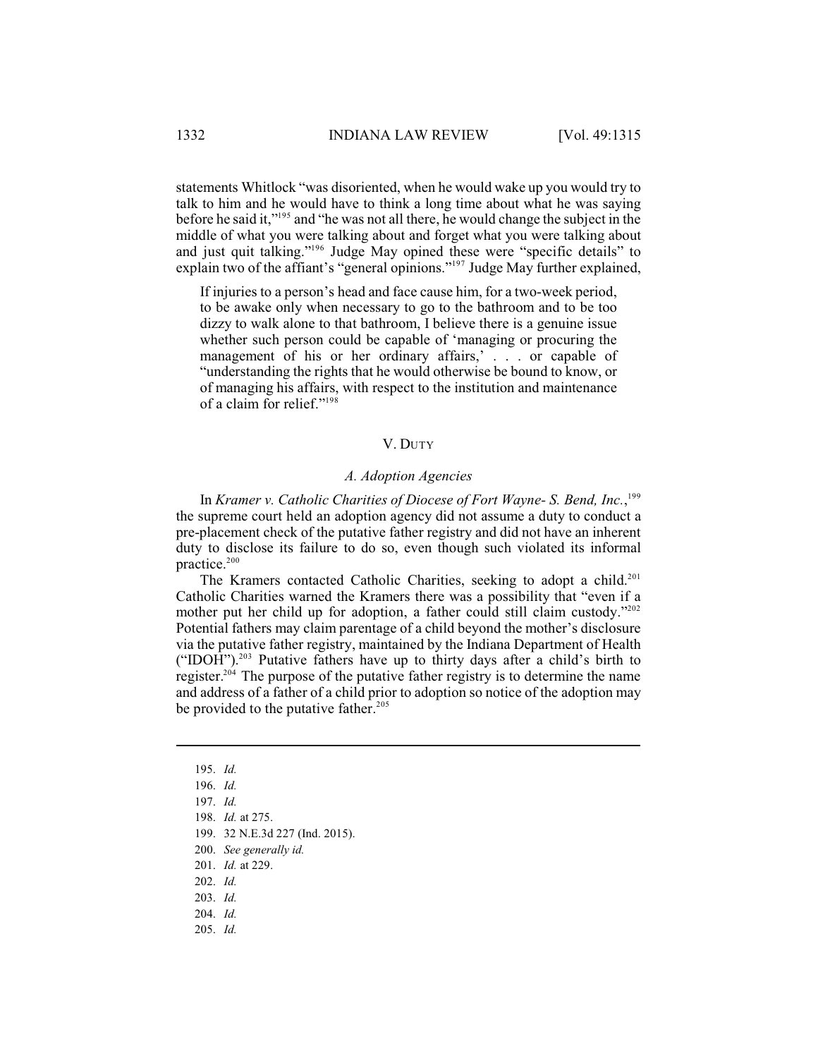statements Whitlock "was disoriented, when he would wake up you would try to talk to him and he would have to think a long time about what he was saying before he said it,"[195] and "he was not all there, he would change the subject in the middle of what you were talking about and forget what you were talking about and just quit talking."[196] Judge May opined these were "specific details" to explain two of the affiant's "general opinions."[197] Judge May further explained,

> If injuries to a person's head and face cause him, for a two-week period, to be awake only when necessary to go to the bathroom and to be too dizzy to walk alone to that bathroom, I believe there is a genuine issue whether such person could be capable of 'managing or procuring the management of his or her ordinary affairs,' . . . or capable of "understanding the rights that he would otherwise be bound to know, or of managing his affairs, with respect to the institution and maintenance of a claim for relief."[198]

## V. DUTY

### *A. Adoption Agencies*

In *Kramer v. Catholic Charities of Diocese of Fort Wayne- S. Bend, Inc.*,[199] the supreme court held an adoption agency did not assume a duty to conduct a pre-placement check of the putative father registry and did not have an inherent duty to disclose its failure to do so, even though such violated its informal practice.[200]

The Kramers contacted Catholic Charities, seeking to adopt a child.[201] Catholic Charities warned the Kramers there was a possibility that "even if a mother put her child up for adoption, a father could still claim custody."[202] Potential fathers may claim parentage of a child beyond the mother's disclosure via the putative father registry, maintained by the Indiana Department of Health ("IDOH").[203] Putative fathers have up to thirty days after a child's birth to register.[204] The purpose of the putative father registry is to determine the name and address of a father of a child prior to adoption so notice of the adoption may be provided to the putative father.[205]

---

195. *Id.*
196. *Id.*
197. *Id.*
198. *Id.* at 275.
199. 32 N.E.3d 227 (Ind. 2015).
200. *See generally id.*
201. *Id.* at 229.
202. *Id.*
203. *Id.*
204. *Id.*
205. *Id.*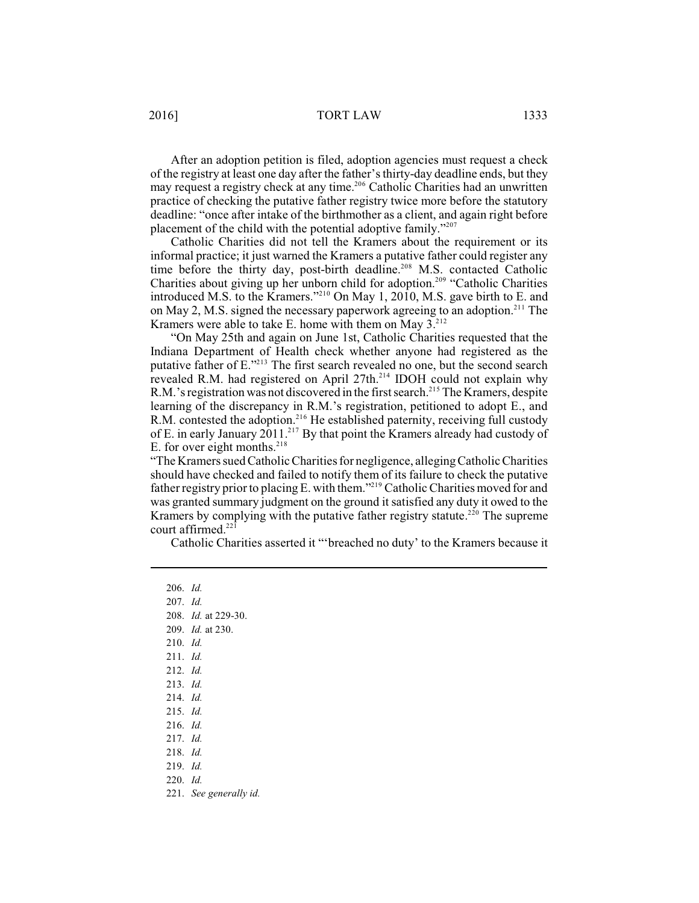After an adoption petition is filed, adoption agencies must request a check of the registry at least one day after the father's thirty-day deadline ends, but they may request a registry check at any time.[206] Catholic Charities had an unwritten practice of checking the putative father registry twice more before the statutory deadline: "once after intake of the birthmother as a client, and again right before placement of the child with the potential adoptive family."[207]

Catholic Charities did not tell the Kramers about the requirement or its informal practice; it just warned the Kramers a putative father could register any time before the thirty day, post-birth deadline.[208] M.S. contacted Catholic Charities about giving up her unborn child for adoption.[209] "Catholic Charities introduced M.S. to the Kramers."[210] On May 1, 2010, M.S. gave birth to E. and on May 2, M.S. signed the necessary paperwork agreeing to an adoption.[211] The Kramers were able to take E. home with them on May 3.[212]

"On May 25th and again on June 1st, Catholic Charities requested that the Indiana Department of Health check whether anyone had registered as the putative father of E."[213] The first search revealed no one, but the second search revealed R.M. had registered on April 27th.[214] IDOH could not explain why R.M.'s registration was not discovered in the first search.[215] The Kramers, despite learning of the discrepancy in R.M.'s registration, petitioned to adopt E., and R.M. contested the adoption.[216] He established paternity, receiving full custody of E. in early January 2011.[217] By that point the Kramers already had custody of E. for over eight months.[218]

"The Kramers sued Catholic Charities for negligence, alleging Catholic Charities should have checked and failed to notify them of its failure to check the putative father registry prior to placing E. with them."[219] Catholic Charities moved for and was granted summary judgment on the ground it satisfied any duty it owed to the Kramers by complying with the putative father registry statute.[220] The supreme court affirmed.[221]

Catholic Charities asserted it "'breached no duty' to the Kramers because it

---

206. *Id.*
207. *Id.*
208. *Id.* at 229-30.
209. *Id.* at 230.
210. *Id.*
211. *Id.*
212. *Id.*
213. *Id.*
214. *Id.*
215. *Id.*
216. *Id.*
217. *Id.*
218. *Id.*
219. *Id.*
220. *Id.*
221. *See generally id.*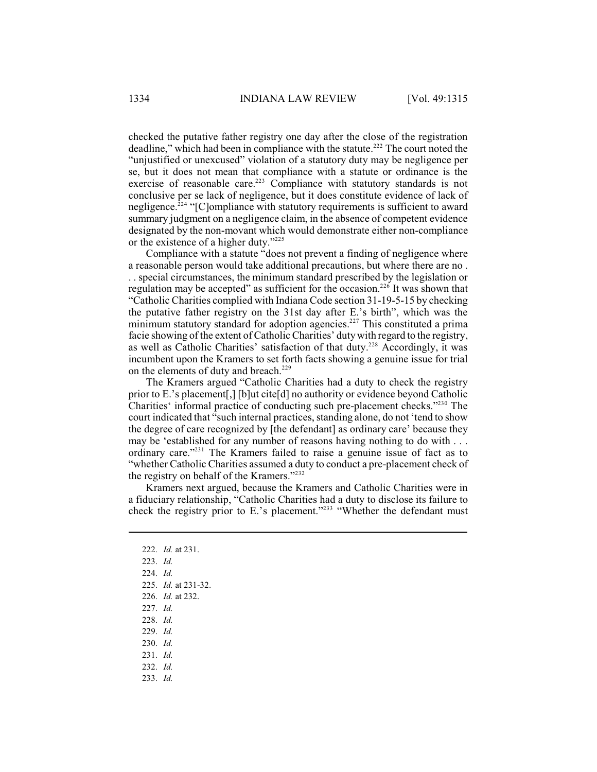checked the putative father registry one day after the close of the registration deadline," which had been in compliance with the statute.[222] The court noted the "unjustified or unexcused" violation of a statutory duty may be negligence per se, but it does not mean that compliance with a statute or ordinance is the exercise of reasonable care.[223] Compliance with statutory standards is not conclusive per se lack of negligence, but it does constitute evidence of lack of negligence.[224] "[C]ompliance with statutory requirements is sufficient to award summary judgment on a negligence claim, in the absence of competent evidence designated by the non-movant which would demonstrate either non-compliance or the existence of a higher duty."[225]

Compliance with a statute "does not prevent a finding of negligence where a reasonable person would take additional precautions, but where there are no . . . special circumstances, the minimum standard prescribed by the legislation or regulation may be accepted" as sufficient for the occasion.[226] It was shown that "Catholic Charities complied with Indiana Code section 31-19-5-15 by checking the putative father registry on the 31st day after E.'s birth", which was the minimum statutory standard for adoption agencies.[227] This constituted a prima facie showing of the extent of Catholic Charities' duty with regard to the registry, as well as Catholic Charities' satisfaction of that duty.[228] Accordingly, it was incumbent upon the Kramers to set forth facts showing a genuine issue for trial on the elements of duty and breach.[229]

The Kramers argued "Catholic Charities had a duty to check the registry prior to E.'s placement[,] [b]ut cite[d] no authority or evidence beyond Catholic Charities' informal practice of conducting such pre-placement checks."[230] The court indicated that "such internal practices, standing alone, do not 'tend to show the degree of care recognized by [the defendant] as ordinary care' because they may be 'established for any number of reasons having nothing to do with . . . ordinary care."[231] The Kramers failed to raise a genuine issue of fact as to "whether Catholic Charities assumed a duty to conduct a pre-placement check of the registry on behalf of the Kramers."[232]

Kramers next argued, because the Kramers and Catholic Charities were in a fiduciary relationship, "Catholic Charities had a duty to disclose its failure to check the registry prior to E.'s placement."[233] "Whether the defendant must

---

222. *Id.* at 231.
223. *Id.*
224. *Id.*
225. *Id.* at 231-32.
226. *Id.* at 232.
227. *Id.*
228. *Id.*
229. *Id.*
230. *Id.*
231. *Id.*
232. *Id.*
233. *Id.*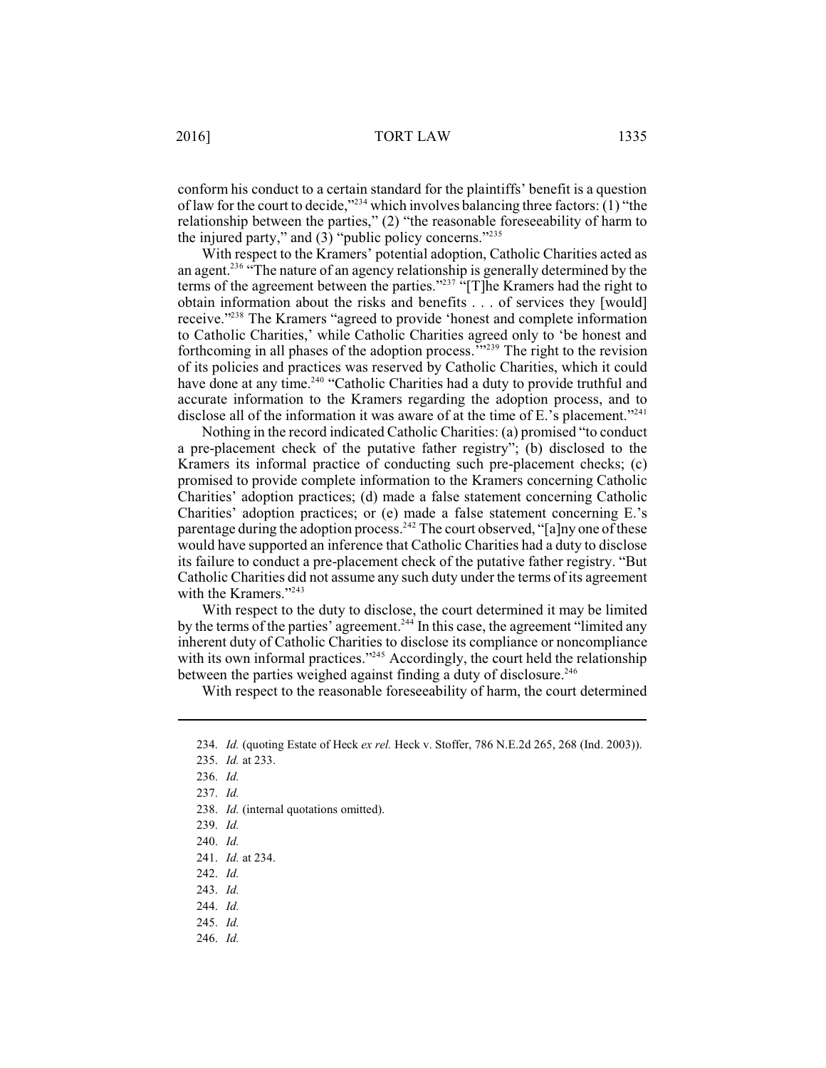conform his conduct to a certain standard for the plaintiffs' benefit is a question of law for the court to decide,"[234] which involves balancing three factors: (1) "the relationship between the parties," (2) "the reasonable foreseeability of harm to the injured party," and (3) "public policy concerns."[235]

With respect to the Kramers' potential adoption, Catholic Charities acted as an agent.[236] "The nature of an agency relationship is generally determined by the terms of the agreement between the parties."[237] "[T]he Kramers had the right to obtain information about the risks and benefits . . . of services they [would] receive."[238] The Kramers "agreed to provide 'honest and complete information to Catholic Charities,' while Catholic Charities agreed only to 'be honest and forthcoming in all phases of the adoption process.'"[239] The right to the revision of its policies and practices was reserved by Catholic Charities, which it could have done at any time.[240] "Catholic Charities had a duty to provide truthful and accurate information to the Kramers regarding the adoption process, and to disclose all of the information it was aware of at the time of E.'s placement."[241]

Nothing in the record indicated Catholic Charities: (a) promised "to conduct a pre-placement check of the putative father registry"; (b) disclosed to the Kramers its informal practice of conducting such pre-placement checks; (c) promised to provide complete information to the Kramers concerning Catholic Charities' adoption practices; (d) made a false statement concerning Catholic Charities' adoption practices; or (e) made a false statement concerning E.'s parentage during the adoption process.[242] The court observed, "[a]ny one of these would have supported an inference that Catholic Charities had a duty to disclose its failure to conduct a pre-placement check of the putative father registry. "But Catholic Charities did not assume any such duty under the terms of its agreement with the Kramers."[243]

With respect to the duty to disclose, the court determined it may be limited by the terms of the parties' agreement.[244] In this case, the agreement "limited any inherent duty of Catholic Charities to disclose its compliance or noncompliance with its own informal practices."[245] Accordingly, the court held the relationship between the parties weighed against finding a duty of disclosure.[246]

With respect to the reasonable foreseeability of harm, the court determined

---

234. *Id.* (quoting Estate of Heck *ex rel.* Heck v. Stoffer, 786 N.E.2d 265, 268 (Ind. 2003)).

235. *Id.* at 233.

236. *Id.*

237. *Id.*

238. *Id.* (internal quotations omitted).

239. *Id.*

240. *Id.*

241. *Id.* at 234.

242. *Id.*

243. *Id.*

244. *Id.*

245. *Id.*

246. *Id.*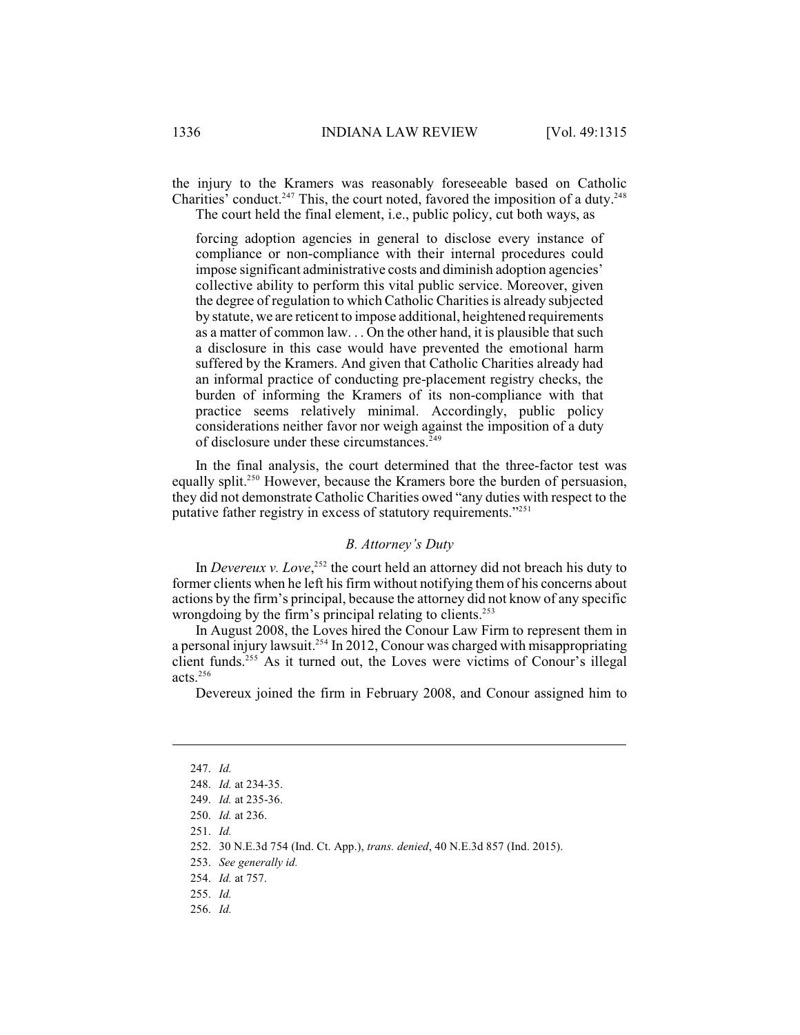the injury to the Kramers was reasonably foreseeable based on Catholic Charities' conduct.[247] This, the court noted, favored the imposition of a duty.[248]

The court held the final element, i.e., public policy, cut both ways, as

> forcing adoption agencies in general to disclose every instance of compliance or non-compliance with their internal procedures could impose significant administrative costs and diminish adoption agencies' collective ability to perform this vital public service. Moreover, given the degree of regulation to which Catholic Charities is already subjected by statute, we are reticent to impose additional, heightened requirements as a matter of common law. . . On the other hand, it is plausible that such a disclosure in this case would have prevented the emotional harm suffered by the Kramers. And given that Catholic Charities already had an informal practice of conducting pre-placement registry checks, the burden of informing the Kramers of its non-compliance with that practice seems relatively minimal. Accordingly, public policy considerations neither favor nor weigh against the imposition of a duty of disclosure under these circumstances.[249]

In the final analysis, the court determined that the three-factor test was equally split.[250] However, because the Kramers bore the burden of persuasion, they did not demonstrate Catholic Charities owed "any duties with respect to the putative father registry in excess of statutory requirements."[251]

### *B. Attorney's Duty*

In *Devereux v. Love*,[252] the court held an attorney did not breach his duty to former clients when he left his firm without notifying them of his concerns about actions by the firm's principal, because the attorney did not know of any specific wrongdoing by the firm's principal relating to clients.[253]

In August 2008, the Loves hired the Conour Law Firm to represent them in a personal injury lawsuit.[254] In 2012, Conour was charged with misappropriating client funds.[255] As it turned out, the Loves were victims of Conour's illegal acts.[256]

Devereux joined the firm in February 2008, and Conour assigned him to

---

247. *Id.*
248. *Id.* at 234-35.
249. *Id.* at 235-36.
250. *Id.* at 236.
251. *Id.*
252. 30 N.E.3d 754 (Ind. Ct. App.), *trans. denied*, 40 N.E.3d 857 (Ind. 2015).
253. *See generally id.*
254. *Id.* at 757.
255. *Id.*
256. *Id.*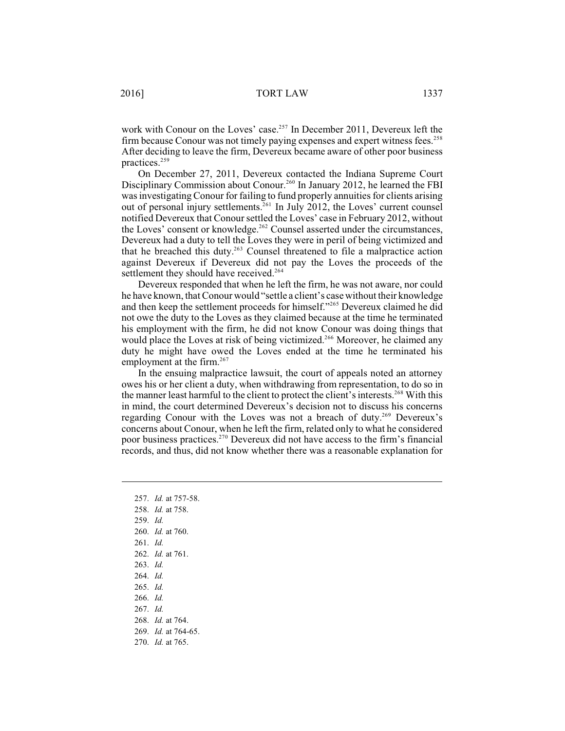work with Conour on the Loves' case.[257] In December 2011, Devereux left the firm because Conour was not timely paying expenses and expert witness fees.[258] After deciding to leave the firm, Devereux became aware of other poor business practices.[259]

On December 27, 2011, Devereux contacted the Indiana Supreme Court Disciplinary Commission about Conour.[260] In January 2012, he learned the FBI was investigating Conour for failing to fund properly annuities for clients arising out of personal injury settlements.[261] In July 2012, the Loves' current counsel notified Devereux that Conour settled the Loves' case in February 2012, without the Loves' consent or knowledge.[262] Counsel asserted under the circumstances, Devereux had a duty to tell the Loves they were in peril of being victimized and that he breached this duty.[263] Counsel threatened to file a malpractice action against Devereux if Devereux did not pay the Loves the proceeds of the settlement they should have received.[264]

Devereux responded that when he left the firm, he was not aware, nor could he have known, that Conour would "settle a client's case without their knowledge and then keep the settlement proceeds for himself."[265] Devereux claimed he did not owe the duty to the Loves as they claimed because at the time he terminated his employment with the firm, he did not know Conour was doing things that would place the Loves at risk of being victimized.[266] Moreover, he claimed any duty he might have owed the Loves ended at the time he terminated his employment at the firm.[267]

In the ensuing malpractice lawsuit, the court of appeals noted an attorney owes his or her client a duty, when withdrawing from representation, to do so in the manner least harmful to the client to protect the client's interests.[268] With this in mind, the court determined Devereux's decision not to discuss his concerns regarding Conour with the Loves was not a breach of duty.[269] Devereux's concerns about Conour, when he left the firm, related only to what he considered poor business practices.[270] Devereux did not have access to the firm's financial records, and thus, did not know whether there was a reasonable explanation for

---

257. *Id.* at 757-58.
258. *Id.* at 758.
259. *Id.*
260. *Id.* at 760.
261. *Id.*
262. *Id.* at 761.
263. *Id.*
264. *Id.*
265. *Id.*
266. *Id.*
267. *Id.*
268. *Id.* at 764.
269. *Id.* at 764-65.
270. *Id.* at 765.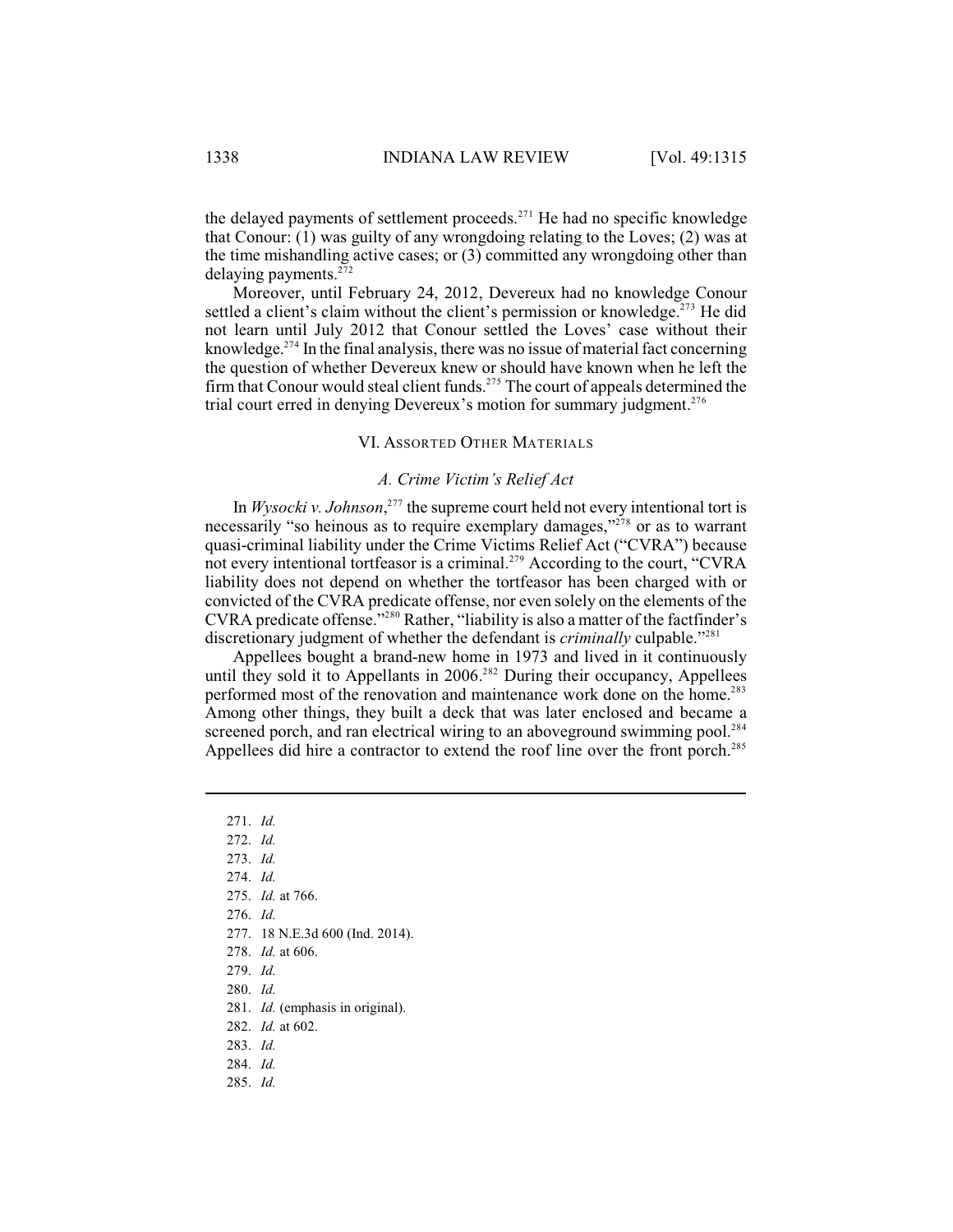the delayed payments of settlement proceeds.[271] He had no specific knowledge that Conour: (1) was guilty of any wrongdoing relating to the Loves; (2) was at the time mishandling active cases; or (3) committed any wrongdoing other than delaying payments.[272]

Moreover, until February 24, 2012, Devereux had no knowledge Conour settled a client's claim without the client's permission or knowledge.[273] He did not learn until July 2012 that Conour settled the Loves' case without their knowledge.[274] In the final analysis, there was no issue of material fact concerning the question of whether Devereux knew or should have known when he left the firm that Conour would steal client funds.[275] The court of appeals determined the trial court erred in denying Devereux's motion for summary judgment.[276]

## VI. Assorted Other Materials

### *A. Crime Victim's Relief Act*

In *Wysocki v. Johnson*,[277] the supreme court held not every intentional tort is necessarily "so heinous as to require exemplary damages,"[278] or as to warrant quasi-criminal liability under the Crime Victims Relief Act ("CVRA") because not every intentional tortfeasor is a criminal.[279] According to the court, "CVRA liability does not depend on whether the tortfeasor has been charged with or convicted of the CVRA predicate offense, nor even solely on the elements of the CVRA predicate offense."[280] Rather, "liability is also a matter of the factfinder's discretionary judgment of whether the defendant is *criminally* culpable."[281]

Appellees bought a brand-new home in 1973 and lived in it continuously until they sold it to Appellants in 2006.[282] During their occupancy, Appellees performed most of the renovation and maintenance work done on the home.[283] Among other things, they built a deck that was later enclosed and became a screened porch, and ran electrical wiring to an aboveground swimming pool.[284] Appellees did hire a contractor to extend the roof line over the front porch.[285]

---

271. *Id.*
272. *Id.*
273. *Id.*
274. *Id.*
275. *Id.* at 766.
276. *Id.*
277. 18 N.E.3d 600 (Ind. 2014).
278. *Id.* at 606.
279. *Id.*
280. *Id.*
281. *Id.* (emphasis in original).
282. *Id.* at 602.
283. *Id.*
284. *Id.*
285. *Id.*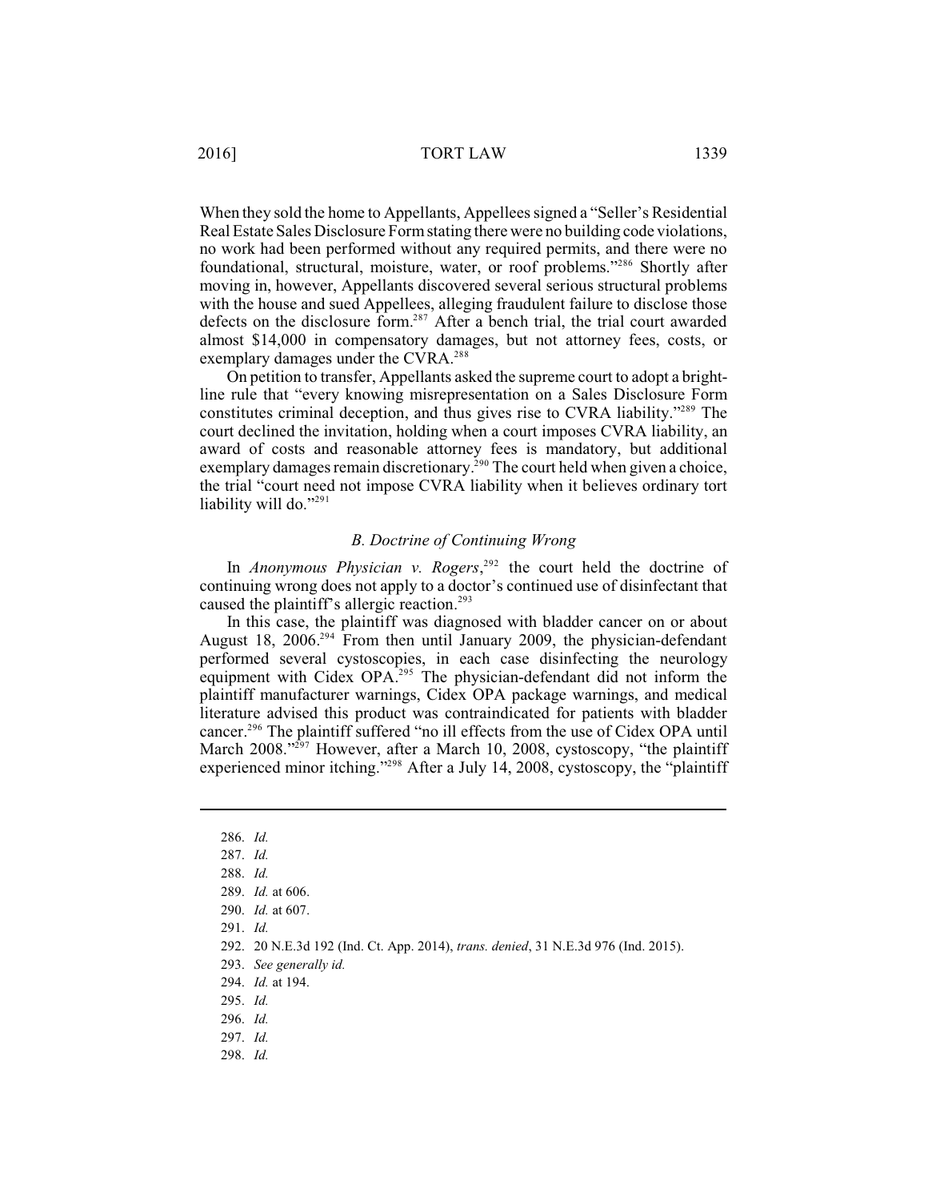When they sold the home to Appellants, Appellees signed a "Seller's Residential Real Estate Sales Disclosure Form stating there were no building code violations, no work had been performed without any required permits, and there were no foundational, structural, moisture, water, or roof problems."[286] Shortly after moving in, however, Appellants discovered several serious structural problems with the house and sued Appellees, alleging fraudulent failure to disclose those defects on the disclosure form.[287] After a bench trial, the trial court awarded almost $14,000 in compensatory damages, but not attorney fees, costs, or exemplary damages under the CVRA.[288]

On petition to transfer, Appellants asked the supreme court to adopt a bright-line rule that "every knowing misrepresentation on a Sales Disclosure Form constitutes criminal deception, and thus gives rise to CVRA liability."[289] The court declined the invitation, holding when a court imposes CVRA liability, an award of costs and reasonable attorney fees is mandatory, but additional exemplary damages remain discretionary.[290] The court held when given a choice, the trial "court need not impose CVRA liability when it believes ordinary tort liability will do."[291]

### *B. Doctrine of Continuing Wrong*

In *Anonymous Physician v. Rogers*,[292] the court held the doctrine of continuing wrong does not apply to a doctor's continued use of disinfectant that caused the plaintiff's allergic reaction.[293]

In this case, the plaintiff was diagnosed with bladder cancer on or about August 18, 2006.[294] From then until January 2009, the physician-defendant performed several cystoscopies, in each case disinfecting the neurology equipment with Cidex OPA.[295] The physician-defendant did not inform the plaintiff manufacturer warnings, Cidex OPA package warnings, and medical literature advised this product was contraindicated for patients with bladder cancer.[296] The plaintiff suffered "no ill effects from the use of Cidex OPA until March 2008."[297] However, after a March 10, 2008, cystoscopy, "the plaintiff experienced minor itching."[298] After a July 14, 2008, cystoscopy, the "plaintiff

---

286. *Id.*
287. *Id.*
288. *Id.*
289. *Id.* at 606.
290. *Id.* at 607.
291. *Id.*
292. 20 N.E.3d 192 (Ind. Ct. App. 2014), *trans. denied*, 31 N.E.3d 976 (Ind. 2015).
293. *See generally id.*
294. *Id.* at 194.
295. *Id.*
296. *Id.*
297. *Id.*
298. *Id.*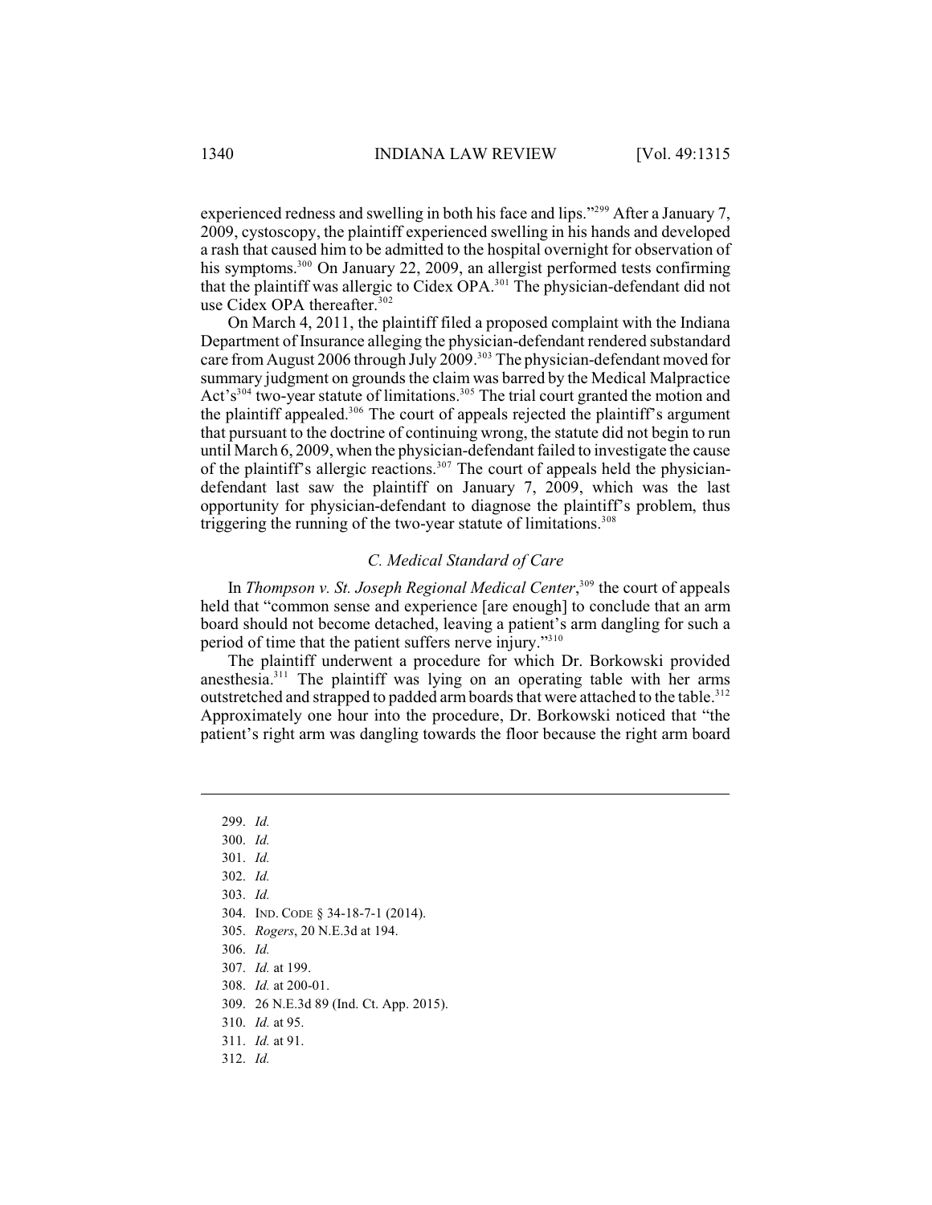experienced redness and swelling in both his face and lips."[299] After a January 7, 2009, cystoscopy, the plaintiff experienced swelling in his hands and developed a rash that caused him to be admitted to the hospital overnight for observation of his symptoms.[300] On January 22, 2009, an allergist performed tests confirming that the plaintiff was allergic to Cidex OPA.[301] The physician-defendant did not use Cidex OPA thereafter.[302]

On March 4, 2011, the plaintiff filed a proposed complaint with the Indiana Department of Insurance alleging the physician-defendant rendered substandard care from August 2006 through July 2009.[303] The physician-defendant moved for summary judgment on grounds the claim was barred by the Medical Malpractice Act's[304] two-year statute of limitations.[305] The trial court granted the motion and the plaintiff appealed.[306] The court of appeals rejected the plaintiff's argument that pursuant to the doctrine of continuing wrong, the statute did not begin to run until March 6, 2009, when the physician-defendant failed to investigate the cause of the plaintiff's allergic reactions.[307] The court of appeals held the physician-defendant last saw the plaintiff on January 7, 2009, which was the last opportunity for physician-defendant to diagnose the plaintiff's problem, thus triggering the running of the two-year statute of limitations.[308]

### *C. Medical Standard of Care*

In *Thompson v. St. Joseph Regional Medical Center*,[309] the court of appeals held that "common sense and experience [are enough] to conclude that an arm board should not become detached, leaving a patient's arm dangling for such a period of time that the patient suffers nerve injury."[310]

The plaintiff underwent a procedure for which Dr. Borkowski provided anesthesia.[311] The plaintiff was lying on an operating table with her arms outstretched and strapped to padded arm boards that were attached to the table.[312] Approximately one hour into the procedure, Dr. Borkowski noticed that "the patient's right arm was dangling towards the floor because the right arm board

---

299. *Id.*
300. *Id.*
301. *Id.*
302. *Id.*
303. *Id.*
304. IND. CODE § 34-18-7-1 (2014).
305. *Rogers*, 20 N.E.3d at 194.
306. *Id.*
307. *Id.* at 199.
308. *Id.* at 200-01.
309. 26 N.E.3d 89 (Ind. Ct. App. 2015).
310. *Id.* at 95.
311. *Id.* at 91.
312. *Id.*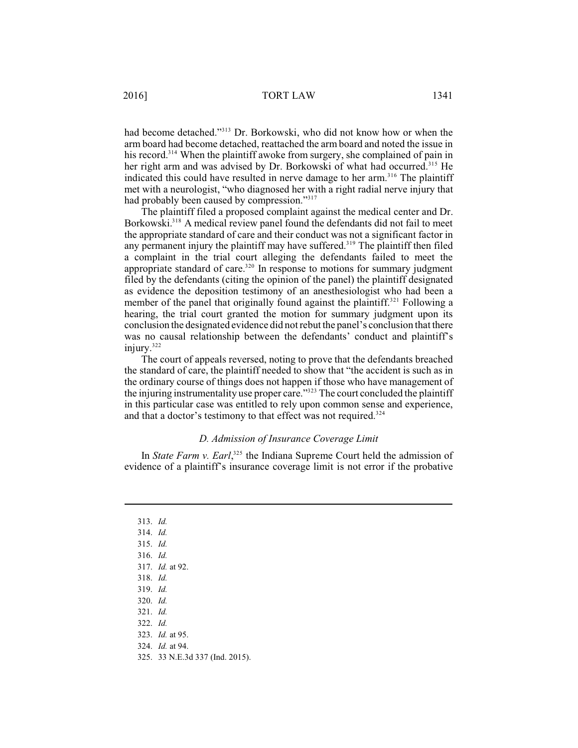had become detached."[313] Dr. Borkowski, who did not know how or when the arm board had become detached, reattached the arm board and noted the issue in his record.[314] When the plaintiff awoke from surgery, she complained of pain in her right arm and was advised by Dr. Borkowski of what had occurred.[315] He indicated this could have resulted in nerve damage to her arm.[316] The plaintiff met with a neurologist, "who diagnosed her with a right radial nerve injury that had probably been caused by compression."[317]

The plaintiff filed a proposed complaint against the medical center and Dr. Borkowski.[318] A medical review panel found the defendants did not fail to meet the appropriate standard of care and their conduct was not a significant factor in any permanent injury the plaintiff may have suffered.[319] The plaintiff then filed a complaint in the trial court alleging the defendants failed to meet the appropriate standard of care.[320] In response to motions for summary judgment filed by the defendants (citing the opinion of the panel) the plaintiff designated as evidence the deposition testimony of an anesthesiologist who had been a member of the panel that originally found against the plaintiff.[321] Following a hearing, the trial court granted the motion for summary judgment upon its conclusion the designated evidence did not rebut the panel's conclusion that there was no causal relationship between the defendants' conduct and plaintiff's injury.[322]

The court of appeals reversed, noting to prove that the defendants breached the standard of care, the plaintiff needed to show that "the accident is such as in the ordinary course of things does not happen if those who have management of the injuring instrumentality use proper care."[323] The court concluded the plaintiff in this particular case was entitled to rely upon common sense and experience, and that a doctor's testimony to that effect was not required.[324]

### *D. Admission of Insurance Coverage Limit*

In *State Farm v. Earl*,[325] the Indiana Supreme Court held the admission of evidence of a plaintiff's insurance coverage limit is not error if the probative

---

313. *Id.*
314. *Id.*
315. *Id.*
316. *Id.*
317. *Id.* at 92.
318. *Id.*
319. *Id.*
320. *Id.*
321. *Id.*
322. *Id.*
323. *Id.* at 95.
324. *Id.* at 94.
325. 33 N.E.3d 337 (Ind. 2015).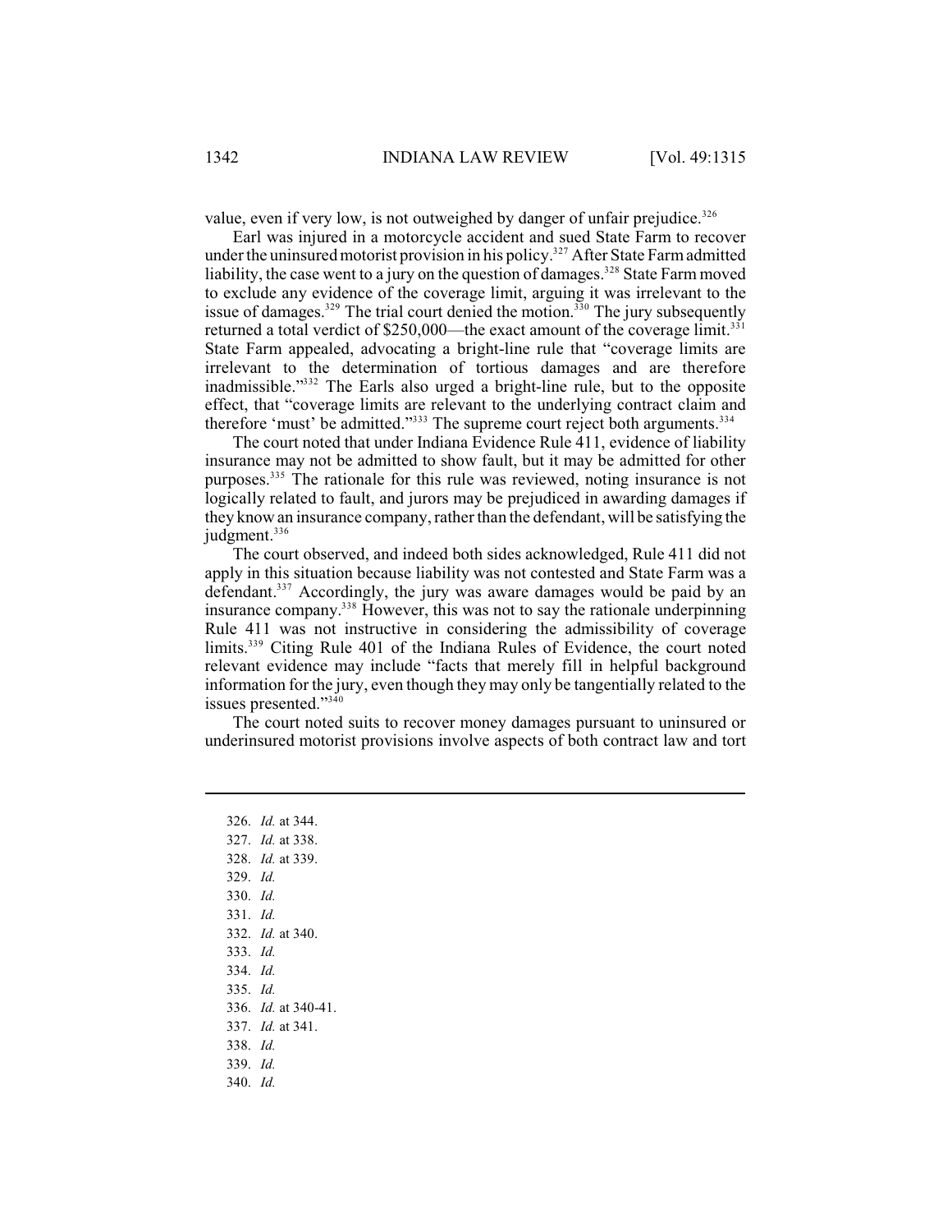value, even if very low, is not outweighed by danger of unfair prejudice.[326]

Earl was injured in a motorcycle accident and sued State Farm to recover under the uninsured motorist provision in his policy.[327] After State Farm admitted liability, the case went to a jury on the question of damages.[328] State Farm moved to exclude any evidence of the coverage limit, arguing it was irrelevant to the issue of damages.[329] The trial court denied the motion.[330] The jury subsequently returned a total verdict of $250,000—the exact amount of the coverage limit.[331] State Farm appealed, advocating a bright-line rule that "coverage limits are irrelevant to the determination of tortious damages and are therefore inadmissible."[332] The Earls also urged a bright-line rule, but to the opposite effect, that "coverage limits are relevant to the underlying contract claim and therefore 'must' be admitted."[333] The supreme court reject both arguments.[334]

The court noted that under Indiana Evidence Rule 411, evidence of liability insurance may not be admitted to show fault, but it may be admitted for other purposes.[335] The rationale for this rule was reviewed, noting insurance is not logically related to fault, and jurors may be prejudiced in awarding damages if they know an insurance company, rather than the defendant, will be satisfying the judgment.[336]

The court observed, and indeed both sides acknowledged, Rule 411 did not apply in this situation because liability was not contested and State Farm was a defendant.[337] Accordingly, the jury was aware damages would be paid by an insurance company.[338] However, this was not to say the rationale underpinning Rule 411 was not instructive in considering the admissibility of coverage limits.[339] Citing Rule 401 of the Indiana Rules of Evidence, the court noted relevant evidence may include "facts that merely fill in helpful background information for the jury, even though they may only be tangentially related to the issues presented."[340]

The court noted suits to recover money damages pursuant to uninsured or underinsured motorist provisions involve aspects of both contract law and tort

---

326. *Id.* at 344.
327. *Id.* at 338.
328. *Id.* at 339.
329. *Id.*
330. *Id.*
331. *Id.*
332. *Id.* at 340.
333. *Id.*
334. *Id.*
335. *Id.*
336. *Id.* at 340-41.
337. *Id.* at 341.
338. *Id.*
339. *Id.*
340. *Id.*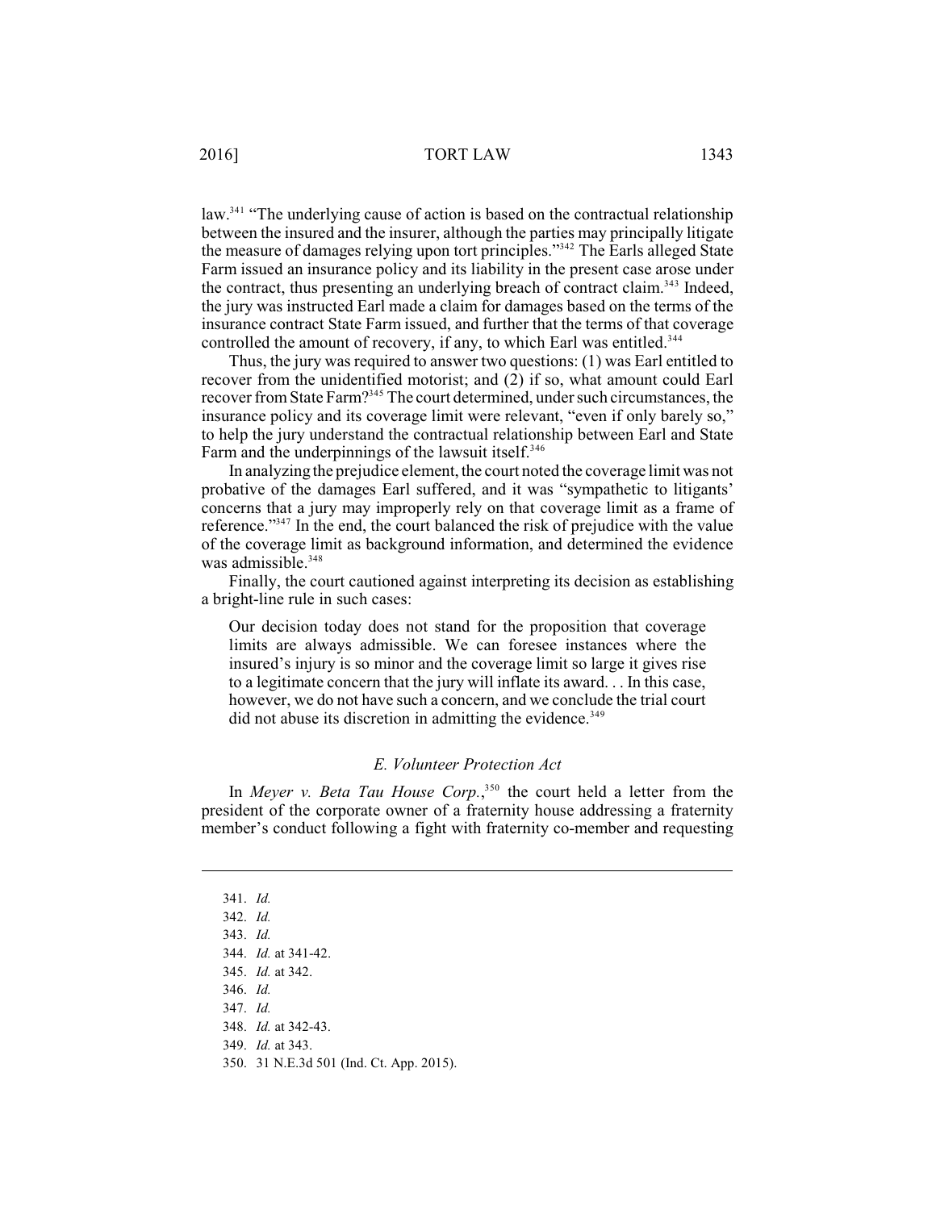law.[341] "The underlying cause of action is based on the contractual relationship between the insured and the insurer, although the parties may principally litigate the measure of damages relying upon tort principles."[342] The Earls alleged State Farm issued an insurance policy and its liability in the present case arose under the contract, thus presenting an underlying breach of contract claim.[343] Indeed, the jury was instructed Earl made a claim for damages based on the terms of the insurance contract State Farm issued, and further that the terms of that coverage controlled the amount of recovery, if any, to which Earl was entitled.[344]

Thus, the jury was required to answer two questions: (1) was Earl entitled to recover from the unidentified motorist; and (2) if so, what amount could Earl recover from State Farm?[345] The court determined, under such circumstances, the insurance policy and its coverage limit were relevant, "even if only barely so," to help the jury understand the contractual relationship between Earl and State Farm and the underpinnings of the lawsuit itself.[346]

In analyzing the prejudice element, the court noted the coverage limit was not probative of the damages Earl suffered, and it was "sympathetic to litigants' concerns that a jury may improperly rely on that coverage limit as a frame of reference."[347] In the end, the court balanced the risk of prejudice with the value of the coverage limit as background information, and determined the evidence was admissible.[348]

Finally, the court cautioned against interpreting its decision as establishing a bright-line rule in such cases:

> Our decision today does not stand for the proposition that coverage limits are always admissible. We can foresee instances where the insured's injury is so minor and the coverage limit so large it gives rise to a legitimate concern that the jury will inflate its award. . . In this case, however, we do not have such a concern, and we conclude the trial court did not abuse its discretion in admitting the evidence.[349]

### *E. Volunteer Protection Act*

In *Meyer v. Beta Tau House Corp.*,[350] the court held a letter from the president of the corporate owner of a fraternity house addressing a fraternity member's conduct following a fight with fraternity co-member and requesting

---

341. *Id.*
342. *Id.*
343. *Id.*
344. *Id.* at 341-42.
345. *Id.* at 342.
346. *Id.*
347. *Id.*
348. *Id.* at 342-43.
349. *Id.* at 343.
350. 31 N.E.3d 501 (Ind. Ct. App. 2015).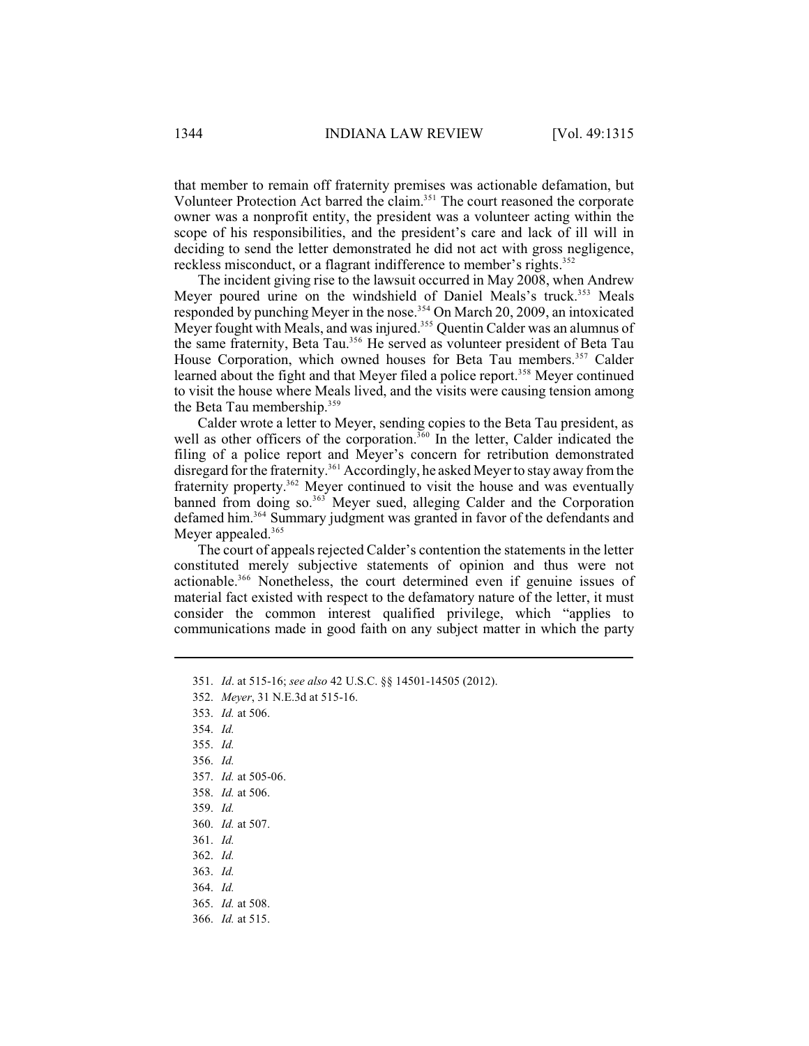that member to remain off fraternity premises was actionable defamation, but Volunteer Protection Act barred the claim.[351] The court reasoned the corporate owner was a nonprofit entity, the president was a volunteer acting within the scope of his responsibilities, and the president's care and lack of ill will in deciding to send the letter demonstrated he did not act with gross negligence, reckless misconduct, or a flagrant indifference to member's rights.[352]

The incident giving rise to the lawsuit occurred in May 2008, when Andrew Meyer poured urine on the windshield of Daniel Meals's truck.[353] Meals responded by punching Meyer in the nose.[354] On March 20, 2009, an intoxicated Meyer fought with Meals, and was injured.[355] Quentin Calder was an alumnus of the same fraternity, Beta Tau.[356] He served as volunteer president of Beta Tau House Corporation, which owned houses for Beta Tau members.[357] Calder learned about the fight and that Meyer filed a police report.[358] Meyer continued to visit the house where Meals lived, and the visits were causing tension among the Beta Tau membership.[359]

Calder wrote a letter to Meyer, sending copies to the Beta Tau president, as well as other officers of the corporation.[360] In the letter, Calder indicated the filing of a police report and Meyer's concern for retribution demonstrated disregard for the fraternity.[361] Accordingly, he asked Meyer to stay away from the fraternity property.[362] Meyer continued to visit the house and was eventually banned from doing so.[363] Meyer sued, alleging Calder and the Corporation defamed him.[364] Summary judgment was granted in favor of the defendants and Meyer appealed.[365]

The court of appeals rejected Calder's contention the statements in the letter constituted merely subjective statements of opinion and thus were not actionable.[366] Nonetheless, the court determined even if genuine issues of material fact existed with respect to the defamatory nature of the letter, it must consider the common interest qualified privilege, which "applies to communications made in good faith on any subject matter in which the party

---

351. *Id*. at 515-16; *see also* 42 U.S.C. §§ 14501-14505 (2012).
352. *Meyer*, 31 N.E.3d at 515-16.
353. *Id.* at 506.
354. *Id.*
355. *Id.*
356. *Id.*
357. *Id.* at 505-06.
358. *Id.* at 506.
359. *Id.*
360. *Id.* at 507.
361. *Id.*
362. *Id.*
363. *Id.*
364. *Id.*
365. *Id.* at 508.
366. *Id.* at 515.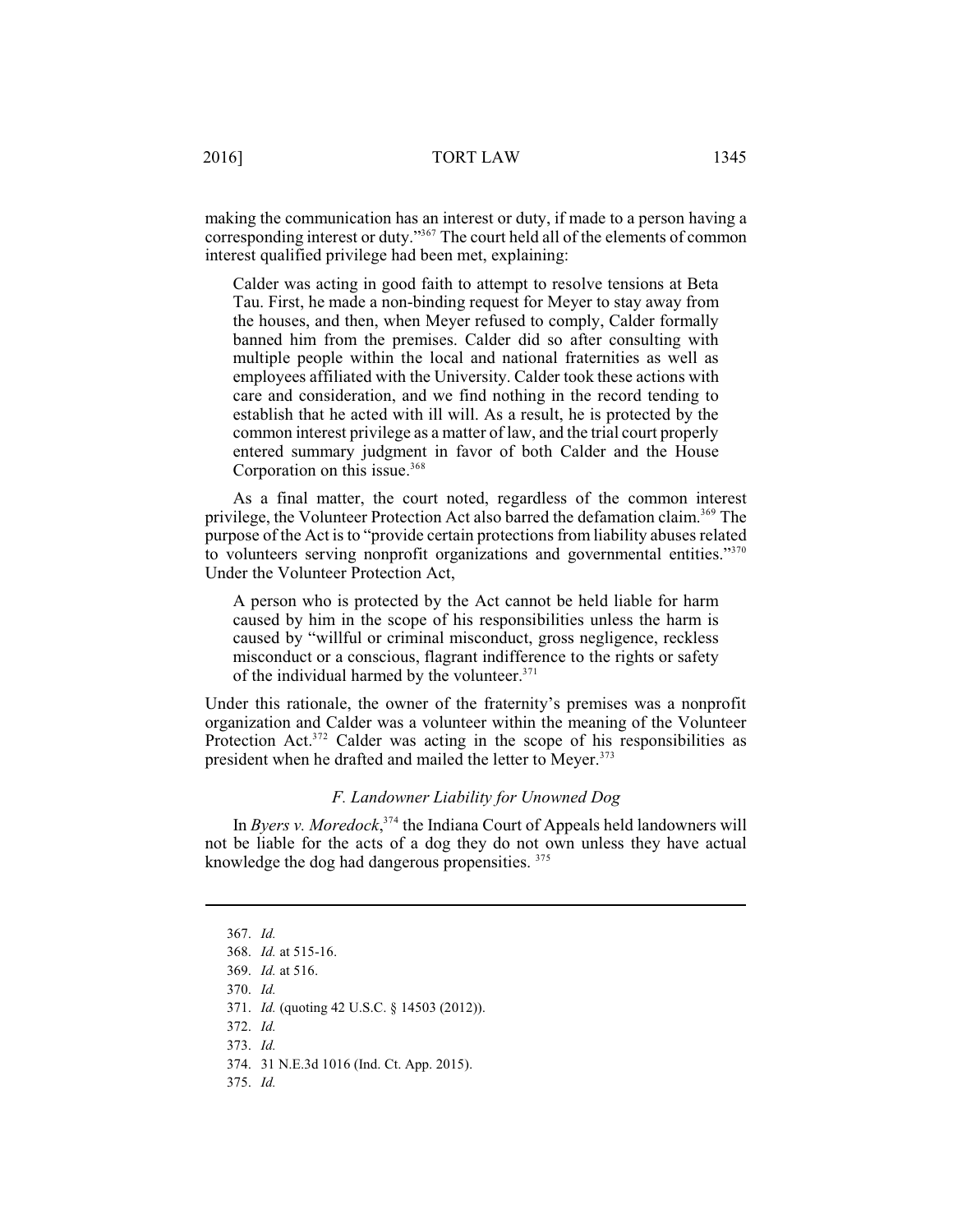making the communication has an interest or duty, if made to a person having a corresponding interest or duty."[367] The court held all of the elements of common interest qualified privilege had been met, explaining:

> Calder was acting in good faith to attempt to resolve tensions at Beta Tau. First, he made a non-binding request for Meyer to stay away from the houses, and then, when Meyer refused to comply, Calder formally banned him from the premises. Calder did so after consulting with multiple people within the local and national fraternities as well as employees affiliated with the University. Calder took these actions with care and consideration, and we find nothing in the record tending to establish that he acted with ill will. As a result, he is protected by the common interest privilege as a matter of law, and the trial court properly entered summary judgment in favor of both Calder and the House Corporation on this issue.[368]

As a final matter, the court noted, regardless of the common interest privilege, the Volunteer Protection Act also barred the defamation claim.[369] The purpose of the Act is to "provide certain protections from liability abuses related to volunteers serving nonprofit organizations and governmental entities."[370] Under the Volunteer Protection Act,

> A person who is protected by the Act cannot be held liable for harm caused by him in the scope of his responsibilities unless the harm is caused by "willful or criminal misconduct, gross negligence, reckless misconduct or a conscious, flagrant indifference to the rights or safety of the individual harmed by the volunteer.[371]

Under this rationale, the owner of the fraternity's premises was a nonprofit organization and Calder was a volunteer within the meaning of the Volunteer Protection Act.[372] Calder was acting in the scope of his responsibilities as president when he drafted and mailed the letter to Meyer.[373]

### *F. Landowner Liability for Unowned Dog*

In *Byers v. Moredock*,[374] the Indiana Court of Appeals held landowners will not be liable for the acts of a dog they do not own unless they have actual knowledge the dog had dangerous propensities.[375]

---

367. *Id.*
368. *Id.* at 515-16.
369. *Id.* at 516.
370. *Id.*
371. *Id.* (quoting 42 U.S.C. § 14503 (2012)).
372. *Id.*
373. *Id.*
374. 31 N.E.3d 1016 (Ind. Ct. App. 2015).
375. *Id.*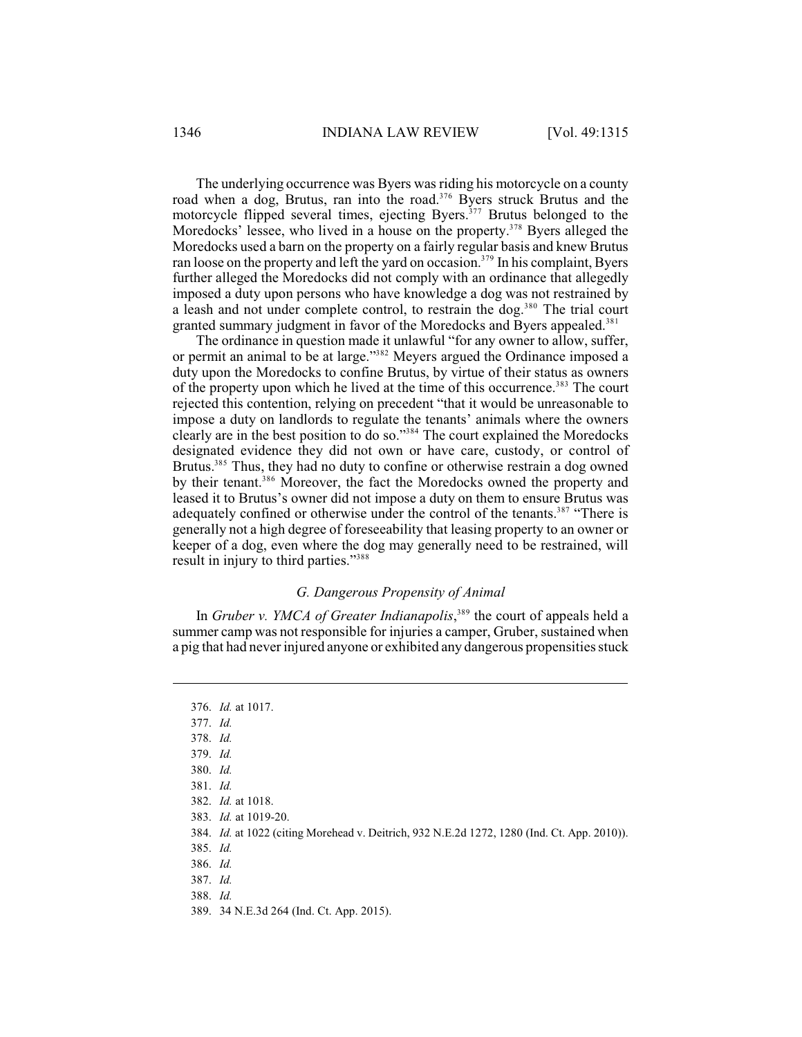The underlying occurrence was Byers was riding his motorcycle on a county road when a dog, Brutus, ran into the road.[376] Byers struck Brutus and the motorcycle flipped several times, ejecting Byers.[377] Brutus belonged to the Moredocks' lessee, who lived in a house on the property.[378] Byers alleged the Moredocks used a barn on the property on a fairly regular basis and knew Brutus ran loose on the property and left the yard on occasion.[379] In his complaint, Byers further alleged the Moredocks did not comply with an ordinance that allegedly imposed a duty upon persons who have knowledge a dog was not restrained by a leash and not under complete control, to restrain the dog.[380] The trial court granted summary judgment in favor of the Moredocks and Byers appealed.[381]

The ordinance in question made it unlawful "for any owner to allow, suffer, or permit an animal to be at large."[382] Meyers argued the Ordinance imposed a duty upon the Moredocks to confine Brutus, by virtue of their status as owners of the property upon which he lived at the time of this occurrence.[383] The court rejected this contention, relying on precedent "that it would be unreasonable to impose a duty on landlords to regulate the tenants' animals where the owners clearly are in the best position to do so."[384] The court explained the Moredocks designated evidence they did not own or have care, custody, or control of Brutus.[385] Thus, they had no duty to confine or otherwise restrain a dog owned by their tenant.[386] Moreover, the fact the Moredocks owned the property and leased it to Brutus's owner did not impose a duty on them to ensure Brutus was adequately confined or otherwise under the control of the tenants.[387] "There is generally not a high degree of foreseeability that leasing property to an owner or keeper of a dog, even where the dog may generally need to be restrained, will result in injury to third parties."[388]

### *G. Dangerous Propensity of Animal*

In *Gruber v. YMCA of Greater Indianapolis*,[389] the court of appeals held a summer camp was not responsible for injuries a camper, Gruber, sustained when a pig that had never injured anyone or exhibited any dangerous propensities stuck

---

376. *Id.* at 1017.
377. *Id.*
378. *Id.*
379. *Id.*
380. *Id.*
381. *Id.*
382. *Id.* at 1018.
383. *Id.* at 1019-20.
384. *Id.* at 1022 (citing Morehead v. Deitrich, 932 N.E.2d 1272, 1280 (Ind. Ct. App. 2010)).
385. *Id.*
386. *Id.*
387. *Id.*
388. *Id.*
389. 34 N.E.3d 264 (Ind. Ct. App. 2015).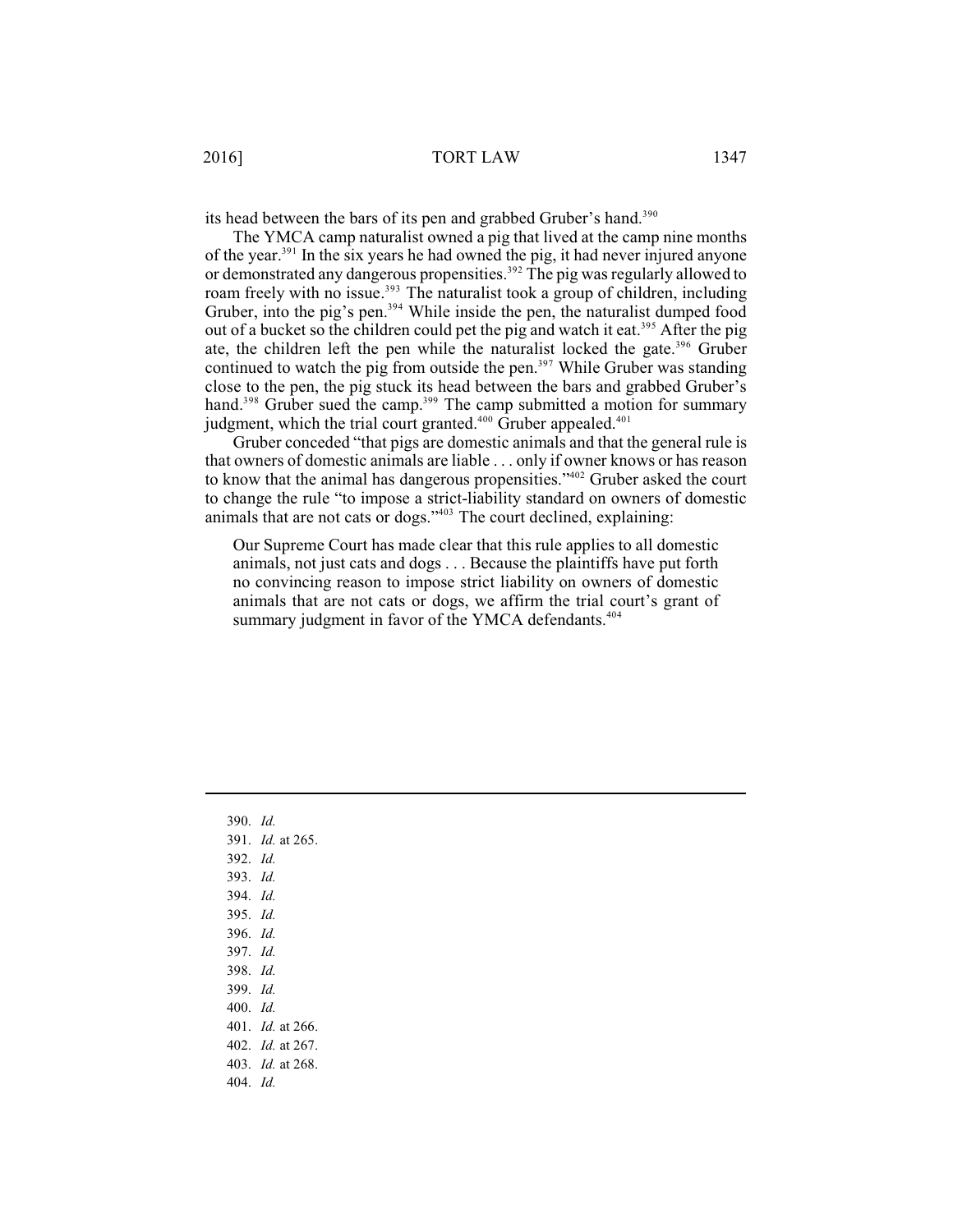its head between the bars of its pen and grabbed Gruber's hand.[390]

The YMCA camp naturalist owned a pig that lived at the camp nine months of the year.[391] In the six years he had owned the pig, it had never injured anyone or demonstrated any dangerous propensities.[392] The pig was regularly allowed to roam freely with no issue.[393] The naturalist took a group of children, including Gruber, into the pig's pen.[394] While inside the pen, the naturalist dumped food out of a bucket so the children could pet the pig and watch it eat.[395] After the pig ate, the children left the pen while the naturalist locked the gate.[396] Gruber continued to watch the pig from outside the pen.[397] While Gruber was standing close to the pen, the pig stuck its head between the bars and grabbed Gruber's hand.[398] Gruber sued the camp.[399] The camp submitted a motion for summary judgment, which the trial court granted.[400] Gruber appealed.[401]

Gruber conceded "that pigs are domestic animals and that the general rule is that owners of domestic animals are liable . . . only if owner knows or has reason to know that the animal has dangerous propensities."[402] Gruber asked the court to change the rule "to impose a strict-liability standard on owners of domestic animals that are not cats or dogs."[403] The court declined, explaining:

> Our Supreme Court has made clear that this rule applies to all domestic animals, not just cats and dogs . . . Because the plaintiffs have put forth no convincing reason to impose strict liability on owners of domestic animals that are not cats or dogs, we affirm the trial court's grant of summary judgment in favor of the YMCA defendants.[404]

---

390. *Id.*
391. *Id.* at 265.
392. *Id.*
393. *Id.*
394. *Id.*
395. *Id.*
396. *Id.*
397. *Id.*
398. *Id.*
399. *Id.*
400. *Id.*
401. *Id.* at 266.
402. *Id.* at 267.
403. *Id.* at 268.
404. *Id.*